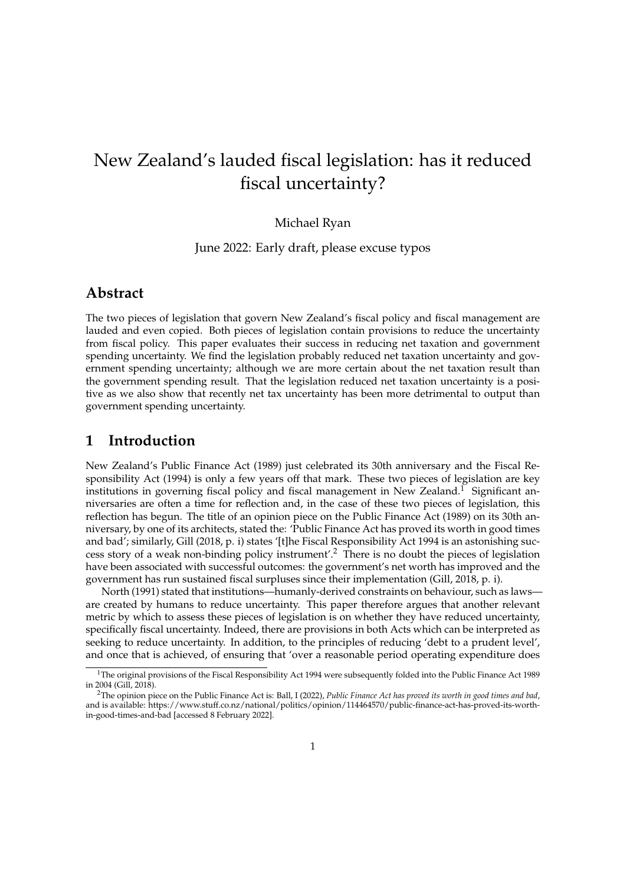# New Zealand's lauded fiscal legislation: has it reduced fiscal uncertainty?

Michael Ryan

June 2022: Early draft, please excuse typos

## Abstract

The two pieces of legislation that govern New Zealand's fiscal policy and fiscal management are lauded and even copied. Both pieces of legislation contain provisions to reduce the uncertainty from fiscal policy. This paper evaluates their success in reducing net taxation and government spending uncertainty. We find the legislation probably reduced net taxation uncertainty and government spending uncertainty; although we are more certain about the net taxation result than the government spending result. That the legislation reduced net taxation uncertainty is a positive as we also show that recently net tax uncertainty has been more detrimental to output than government spending uncertainty.

## 1 Introduction

New Zealand's Public Finance Act (1989) just celebrated its 30th anniversary and the Fiscal Responsibility Act (1994) is only a few years off that mark. These two pieces of legislation are key institutions in governing fiscal policy and fiscal management in New Zealand.[1] Significant anniversaries are often a time for reflection and, in the case of these two pieces of legislation, this reflection has begun. The title of an opinion piece on the Public Finance Act (1989) on its 30th anniversary, by one of its architects, stated the: 'Public Finance Act has proved its worth in good times and bad'; similarly, Gill (2018, p. i) states '[t]he Fiscal Responsibility Act 1994 is an astonishing success story of a weak non-binding policy instrument'.[2] There is no doubt the pieces of legislation have been associated with successful outcomes: the government's net worth has improved and the government has run sustained fiscal surpluses since their implementation (Gill, 2018, p. i).

North (1991) stated that institutions—humanly-derived constraints on behaviour, such as laws—are created by humans to reduce uncertainty. This paper therefore argues that another relevant metric by which to assess these pieces of legislation is on whether they have reduced uncertainty, specifically fiscal uncertainty. Indeed, there are provisions in both Acts which can be interpreted as seeking to reduce uncertainty. In addition, to the principles of reducing 'debt to a prudent level', and once that is achieved, of ensuring that 'over a reasonable period operating expenditure does

[1] The original provisions of the Fiscal Responsibility Act 1994 were subsequently folded into the Public Finance Act 1989 in 2004 (Gill, 2018).

[2] The opinion piece on the Public Finance Act is: Ball, I (2022), *Public Finance Act has proved its worth in good times and bad*, and is available: https://www.stuff.co.nz/national/politics/opinion/114464570/public-finance-act-has-proved-its-worth-in-good-times-and-bad [accessed 8 February 2022].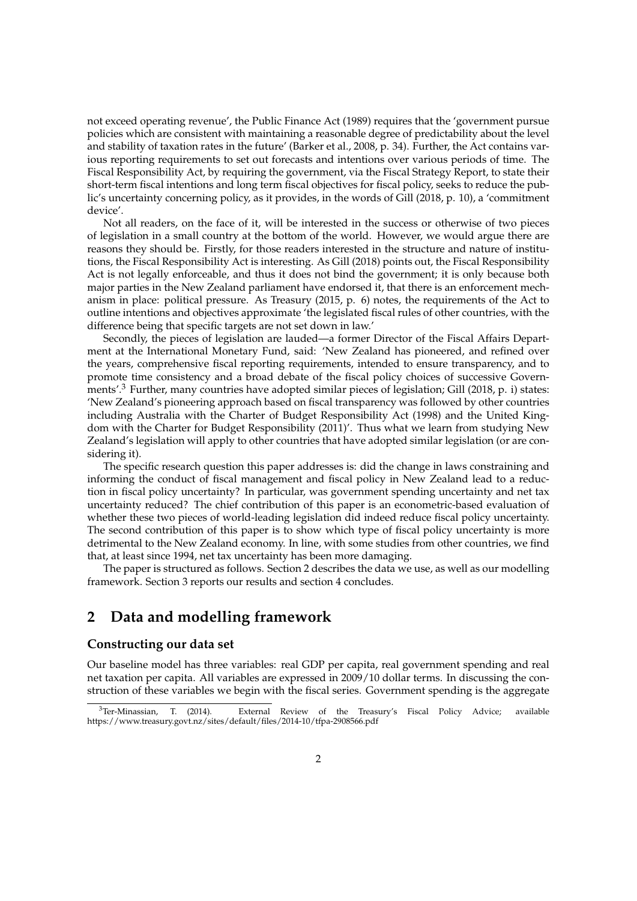not exceed operating revenue', the Public Finance Act (1989) requires that the 'government pursue policies which are consistent with maintaining a reasonable degree of predictability about the level and stability of taxation rates in the future' (Barker et al., 2008, p. 34). Further, the Act contains various reporting requirements to set out forecasts and intentions over various periods of time. The Fiscal Responsibility Act, by requiring the government, via the Fiscal Strategy Report, to state their short-term fiscal intentions and long term fiscal objectives for fiscal policy, seeks to reduce the public's uncertainty concerning policy, as it provides, in the words of Gill (2018, p. 10), a 'commitment device'.

Not all readers, on the face of it, will be interested in the success or otherwise of two pieces of legislation in a small country at the bottom of the world. However, we would argue there are reasons they should be. Firstly, for those readers interested in the structure and nature of institutions, the Fiscal Responsibility Act is interesting. As Gill (2018) points out, the Fiscal Responsibility Act is not legally enforceable, and thus it does not bind the government; it is only because both major parties in the New Zealand parliament have endorsed it, that there is an enforcement mechanism in place: political pressure. As Treasury (2015, p. 6) notes, the requirements of the Act to outline intentions and objectives approximate 'the legislated fiscal rules of other countries, with the difference being that specific targets are not set down in law.'

Secondly, the pieces of legislation are lauded—a former Director of the Fiscal Affairs Department at the International Monetary Fund, said: 'New Zealand has pioneered, and refined over the years, comprehensive fiscal reporting requirements, intended to ensure transparency, and to promote time consistency and a broad debate of the fiscal policy choices of successive Governments'.[3] Further, many countries have adopted similar pieces of legislation; Gill (2018, p. i) states: 'New Zealand's pioneering approach based on fiscal transparency was followed by other countries including Australia with the Charter of Budget Responsibility Act (1998) and the United Kingdom with the Charter for Budget Responsibility (2011)'. Thus what we learn from studying New Zealand's legislation will apply to other countries that have adopted similar legislation (or are considering it).

The specific research question this paper addresses is: did the change in laws constraining and informing the conduct of fiscal management and fiscal policy in New Zealand lead to a reduction in fiscal policy uncertainty? In particular, was government spending uncertainty and net tax uncertainty reduced? The chief contribution of this paper is an econometric-based evaluation of whether these two pieces of world-leading legislation did indeed reduce fiscal policy uncertainty. The second contribution of this paper is to show which type of fiscal policy uncertainty is more detrimental to the New Zealand economy. In line, with some studies from other countries, we find that, at least since 1994, net tax uncertainty has been more damaging.

The paper is structured as follows. Section 2 describes the data we use, as well as our modelling framework. Section 3 reports our results and section 4 concludes.

## 2 Data and modelling framework

### Constructing our data set

Our baseline model has three variables: real GDP per capita, real government spending and real net taxation per capita. All variables are expressed in 2009/10 dollar terms. In discussing the construction of these variables we begin with the fiscal series. Government spending is the aggregate

[3] Ter-Minassian, T. (2014). External Review of the Treasury's Fiscal Policy Advice; available https://www.treasury.govt.nz/sites/default/files/2014-10/tfpa-2908566.pdf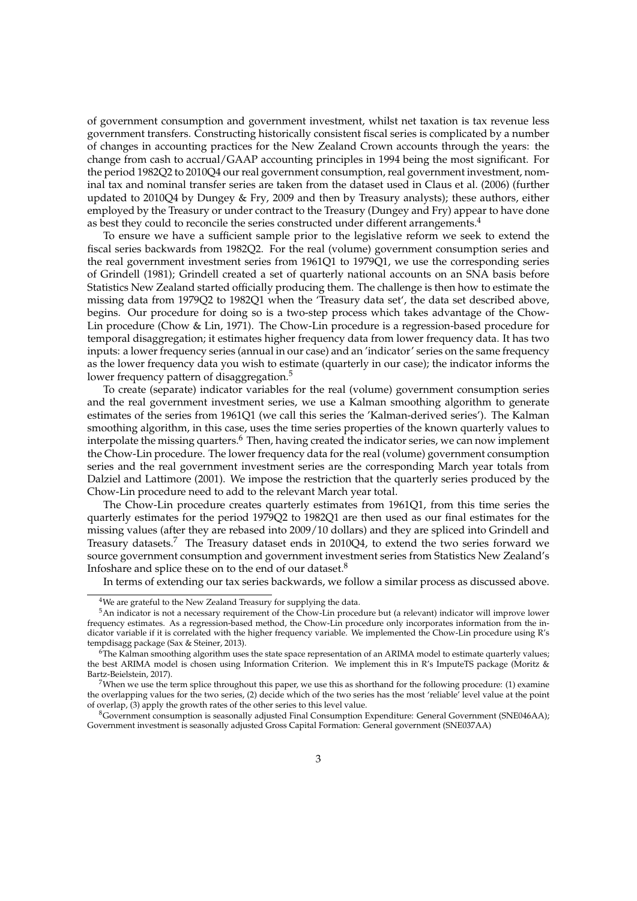of government consumption and government investment, whilst net taxation is tax revenue less government transfers. Constructing historically consistent fiscal series is complicated by a number of changes in accounting practices for the New Zealand Crown accounts through the years: the change from cash to accrual/GAAP accounting principles in 1994 being the most significant. For the period 1982Q2 to 2010Q4 our real government consumption, real government investment, nominal tax and nominal transfer series are taken from the dataset used in Claus et al. (2006) (further updated to 2010Q4 by Dungey & Fry, 2009 and then by Treasury analysts); these authors, either employed by the Treasury or under contract to the Treasury (Dungey and Fry) appear to have done as best they could to reconcile the series constructed under different arrangements.[4]

To ensure we have a sufficient sample prior to the legislative reform we seek to extend the fiscal series backwards from 1982Q2. For the real (volume) government consumption series and the real government investment series from 1961Q1 to 1979Q1, we use the corresponding series of Grindell (1981); Grindell created a set of quarterly national accounts on an SNA basis before Statistics New Zealand started officially producing them. The challenge is then how to estimate the missing data from 1979Q2 to 1982Q1 when the 'Treasury data set', the data set described above, begins. Our procedure for doing so is a two-step process which takes advantage of the Chow-Lin procedure (Chow & Lin, 1971). The Chow-Lin procedure is a regression-based procedure for temporal disaggregation; it estimates higher frequency data from lower frequency data. It has two inputs: a lower frequency series (annual in our case) and an 'indicator' series on the same frequency as the lower frequency data you wish to estimate (quarterly in our case); the indicator informs the lower frequency pattern of disaggregation.[5]

To create (separate) indicator variables for the real (volume) government consumption series and the real government investment series, we use a Kalman smoothing algorithm to generate estimates of the series from 1961Q1 (we call this series the 'Kalman-derived series'). The Kalman smoothing algorithm, in this case, uses the time series properties of the known quarterly values to interpolate the missing quarters.[6] Then, having created the indicator series, we can now implement the Chow-Lin procedure. The lower frequency data for the real (volume) government consumption series and the real government investment series are the corresponding March year totals from Dalziel and Lattimore (2001). We impose the restriction that the quarterly series produced by the Chow-Lin procedure need to add to the relevant March year total.

The Chow-Lin procedure creates quarterly estimates from 1961Q1, from this time series the quarterly estimates for the period 1979Q2 to 1982Q1 are then used as our final estimates for the missing values (after they are rebased into 2009/10 dollars) and they are spliced into Grindell and Treasury datasets.[7] The Treasury dataset ends in 2010Q4, to extend the two series forward we source government consumption and government investment series from Statistics New Zealand's Infoshare and splice these on to the end of our dataset.[8]

In terms of extending our tax series backwards, we follow a similar process as discussed above.

---

[4] We are grateful to the New Zealand Treasury for supplying the data.

[5] An indicator is not a necessary requirement of the Chow-Lin procedure but (a relevant) indicator will improve lower frequency estimates. As a regression-based method, the Chow-Lin procedure only incorporates information from the indicator variable if it is correlated with the higher frequency variable. We implemented the Chow-Lin procedure using R's tempdisagg package (Sax & Steiner, 2013).

[6] The Kalman smoothing algorithm uses the state space representation of an ARIMA model to estimate quarterly values; the best ARIMA model is chosen using Information Criterion. We implement this in R's ImputeTS package (Moritz & Bartz-Beielstein, 2017).

[7] When we use the term splice throughout this paper, we use this as shorthand for the following procedure: (1) examine the overlapping values for the two series, (2) decide which of the two series has the most 'reliable' level value at the point of overlap, (3) apply the growth rates of the other series to this level value.

[8] Government consumption is seasonally adjusted Final Consumption Expenditure: General Government (SNE046AA); Government investment is seasonally adjusted Gross Capital Formation: General government (SNE037AA)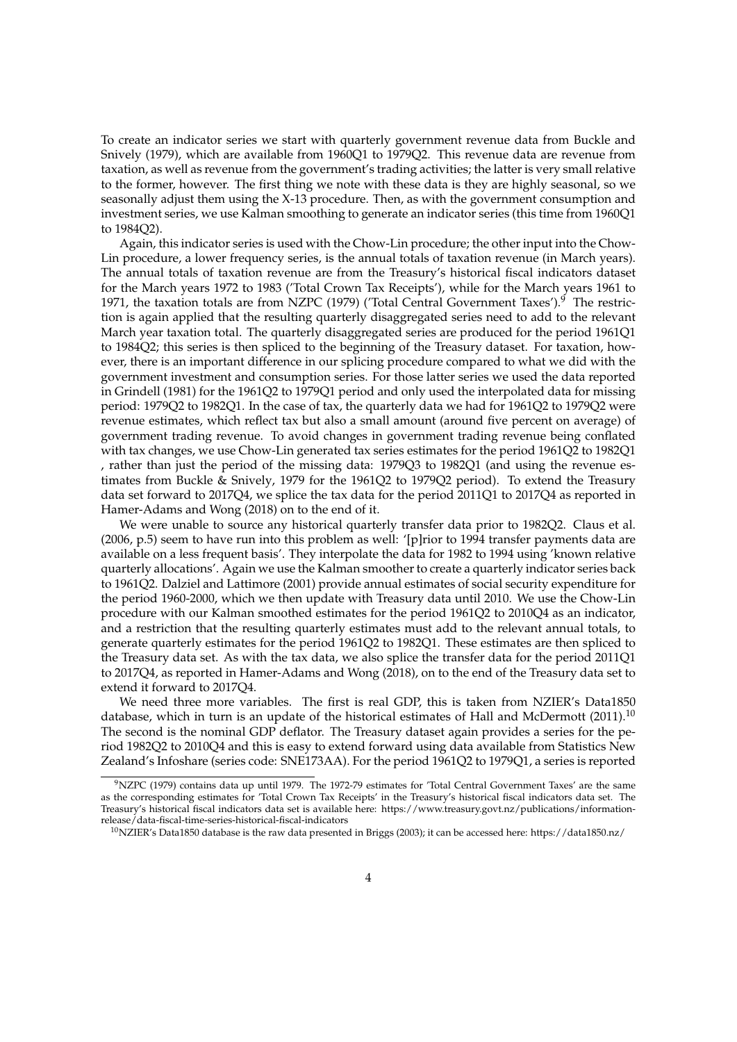To create an indicator series we start with quarterly government revenue data from Buckle and Snively (1979), which are available from 1960Q1 to 1979Q2. This revenue data are revenue from taxation, as well as revenue from the government's trading activities; the latter is very small relative to the former, however. The first thing we note with these data is they are highly seasonal, so we seasonally adjust them using the X-13 procedure. Then, as with the government consumption and investment series, we use Kalman smoothing to generate an indicator series (this time from 1960Q1 to 1984Q2).

Again, this indicator series is used with the Chow-Lin procedure; the other input into the Chow-Lin procedure, a lower frequency series, is the annual totals of taxation revenue (in March years). The annual totals of taxation revenue are from the Treasury's historical fiscal indicators dataset for the March years 1972 to 1983 ('Total Crown Tax Receipts'), while for the March years 1961 to 1971, the taxation totals are from NZPC (1979) ('Total Central Government Taxes').[9] The restriction is again applied that the resulting quarterly disaggregated series need to add to the relevant March year taxation total. The quarterly disaggregated series are produced for the period 1961Q1 to 1984Q2; this series is then spliced to the beginning of the Treasury dataset. For taxation, however, there is an important difference in our splicing procedure compared to what we did with the government investment and consumption series. For those latter series we used the data reported in Grindell (1981) for the 1961Q2 to 1979Q1 period and only used the interpolated data for missing period: 1979Q2 to 1982Q1. In the case of tax, the quarterly data we had for 1961Q2 to 1979Q2 were revenue estimates, which reflect tax but also a small amount (around five percent on average) of government trading revenue. To avoid changes in government trading revenue being conflated with tax changes, we use Chow-Lin generated tax series estimates for the period 1961Q2 to 1982Q1 , rather than just the period of the missing data: 1979Q3 to 1982Q1 (and using the revenue estimates from Buckle & Snively, 1979 for the 1961Q2 to 1979Q2 period). To extend the Treasury data set forward to 2017Q4, we splice the tax data for the period 2011Q1 to 2017Q4 as reported in Hamer-Adams and Wong (2018) on to the end of it.

We were unable to source any historical quarterly transfer data prior to 1982Q2. Claus et al. (2006, p.5) seem to have run into this problem as well: '[p]rior to 1994 transfer payments data are available on a less frequent basis'. They interpolate the data for 1982 to 1994 using 'known relative quarterly allocations'. Again we use the Kalman smoother to create a quarterly indicator series back to 1961Q2. Dalziel and Lattimore (2001) provide annual estimates of social security expenditure for the period 1960-2000, which we then update with Treasury data until 2010. We use the Chow-Lin procedure with our Kalman smoothed estimates for the period 1961Q2 to 2010Q4 as an indicator, and a restriction that the resulting quarterly estimates must add to the relevant annual totals, to generate quarterly estimates for the period 1961Q2 to 1982Q1. These estimates are then spliced to the Treasury data set. As with the tax data, we also splice the transfer data for the period 2011Q1 to 2017Q4, as reported in Hamer-Adams and Wong (2018), on to the end of the Treasury data set to extend it forward to 2017Q4.

We need three more variables. The first is real GDP, this is taken from NZIER's Data1850 database, which in turn is an update of the historical estimates of Hall and McDermott (2011).[10] The second is the nominal GDP deflator. The Treasury dataset again provides a series for the period 1982Q2 to 2010Q4 and this is easy to extend forward using data available from Statistics New Zealand's Infoshare (series code: SNE173AA). For the period 1961Q2 to 1979Q1, a series is reported

---

[9] NZPC (1979) contains data up until 1979. The 1972-79 estimates for 'Total Central Government Taxes' are the same as the corresponding estimates for 'Total Crown Tax Receipts' in the Treasury's historical fiscal indicators data set. The Treasury's historical fiscal indicators data set is available here: https://www.treasury.govt.nz/publications/information-release/data-fiscal-time-series-historical-fiscal-indicators

[10] NZIER's Data1850 database is the raw data presented in Briggs (2003); it can be accessed here: https://data1850.nz/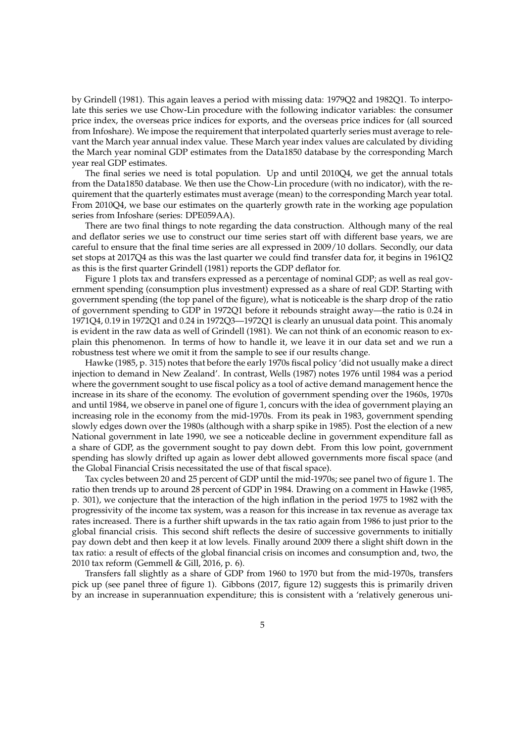by Grindell (1981). This again leaves a period with missing data: 1979Q2 and 1982Q1. To interpolate this series we use Chow-Lin procedure with the following indicator variables: the consumer price index, the overseas price indices for exports, and the overseas price indices for (all sourced from Infoshare). We impose the requirement that interpolated quarterly series must average to relevant the March year annual index value. These March year index values are calculated by dividing the March year nominal GDP estimates from the Data1850 database by the corresponding March year real GDP estimates.

The final series we need is total population. Up and until 2010Q4, we get the annual totals from the Data1850 database. We then use the Chow-Lin procedure (with no indicator), with the requirement that the quarterly estimates must average (mean) to the corresponding March year total. From 2010Q4, we base our estimates on the quarterly growth rate in the working age population series from Infoshare (series: DPE059AA).

There are two final things to note regarding the data construction. Although many of the real and deflator series we use to construct our time series start off with different base years, we are careful to ensure that the final time series are all expressed in 2009/10 dollars. Secondly, our data set stops at 2017Q4 as this was the last quarter we could find transfer data for, it begins in 1961Q2 as this is the first quarter Grindell (1981) reports the GDP deflator for.

Figure 1 plots tax and transfers expressed as a percentage of nominal GDP; as well as real government spending (consumption plus investment) expressed as a share of real GDP. Starting with government spending (the top panel of the figure), what is noticeable is the sharp drop of the ratio of government spending to GDP in 1972Q1 before it rebounds straight away—the ratio is 0.24 in 1971Q4, 0.19 in 1972Q1 and 0.24 in 1972Q3—1972Q1 is clearly an unusual data point. This anomaly is evident in the raw data as well of Grindell (1981). We can not think of an economic reason to explain this phenomenon. In terms of how to handle it, we leave it in our data set and we run a robustness test where we omit it from the sample to see if our results change.

Hawke (1985, p. 315) notes that before the early 1970s fiscal policy 'did not usually make a direct injection to demand in New Zealand'. In contrast, Wells (1987) notes 1976 until 1984 was a period where the government sought to use fiscal policy as a tool of active demand management hence the increase in its share of the economy. The evolution of government spending over the 1960s, 1970s and until 1984, we observe in panel one of figure 1, concurs with the idea of government playing an increasing role in the economy from the mid-1970s. From its peak in 1983, government spending slowly edges down over the 1980s (although with a sharp spike in 1985). Post the election of a new National government in late 1990, we see a noticeable decline in government expenditure fall as a share of GDP, as the government sought to pay down debt. From this low point, government spending has slowly drifted up again as lower debt allowed governments more fiscal space (and the Global Financial Crisis necessitated the use of that fiscal space).

Tax cycles between 20 and 25 percent of GDP until the mid-1970s; see panel two of figure 1. The ratio then trends up to around 28 percent of GDP in 1984. Drawing on a comment in Hawke (1985, p. 301), we conjecture that the interaction of the high inflation in the period 1975 to 1982 with the progressivity of the income tax system, was a reason for this increase in tax revenue as average tax rates increased. There is a further shift upwards in the tax ratio again from 1986 to just prior to the global financial crisis. This second shift reflects the desire of successive governments to initially pay down debt and then keep it at low levels. Finally around 2009 there a slight shift down in the tax ratio: a result of effects of the global financial crisis on incomes and consumption and, two, the 2010 tax reform (Gemmell & Gill, 2016, p. 6).

Transfers fall slightly as a share of GDP from 1960 to 1970 but from the mid-1970s, transfers pick up (see panel three of figure 1). Gibbons (2017, figure 12) suggests this is primarily driven by an increase in superannuation expenditure; this is consistent with a 'relatively generous uni-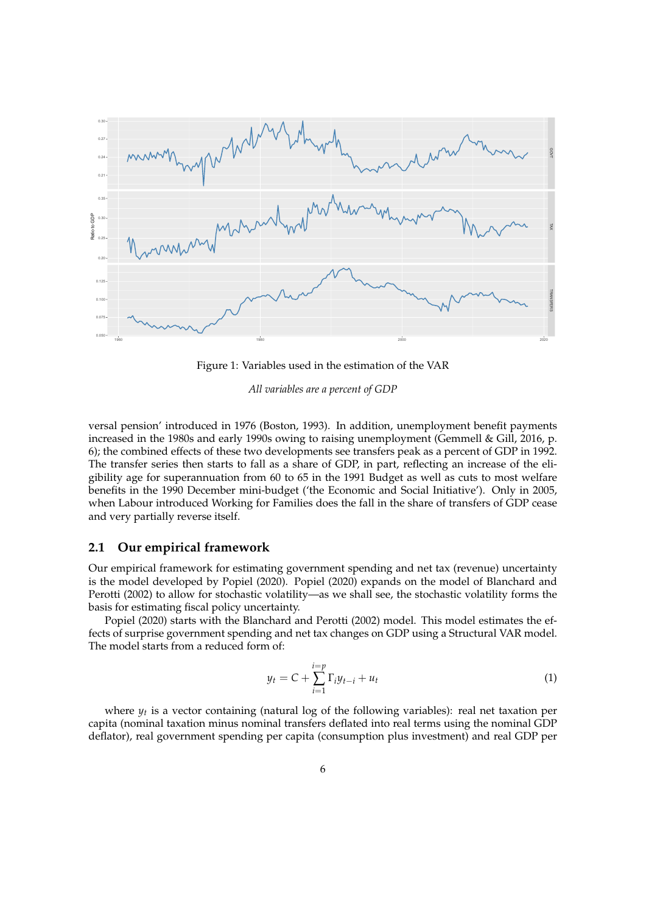Figure 1: Variables used in the estimation of the VAR

*All variables are a percent of GDP*

versal pension' introduced in 1976 (Boston, 1993). In addition, unemployment benefit payments increased in the 1980s and early 1990s owing to raising unemployment (Gemmell & Gill, 2016, p. 6); the combined effects of these two developments see transfers peak as a percent of GDP in 1992. The transfer series then starts to fall as a share of GDP, in part, reflecting an increase of the eligibility age for superannuation from 60 to 65 in the 1991 Budget as well as cuts to most welfare benefits in the 1990 December mini-budget ('the Economic and Social Initiative'). Only in 2005, when Labour introduced Working for Families does the fall in the share of transfers of GDP cease and very partially reverse itself.

## 2.1 Our empirical framework

Our empirical framework for estimating government spending and net tax (revenue) uncertainty is the model developed by Popiel (2020). Popiel (2020) expands on the model of Blanchard and Perotti (2002) to allow for stochastic volatility—as we shall see, the stochastic volatility forms the basis for estimating fiscal policy uncertainty.

Popiel (2020) starts with the Blanchard and Perotti (2002) model. This model estimates the effects of surprise government spending and net tax changes on GDP using a Structural VAR model. The model starts from a reduced form of:

$$y_t = C + \sum_{i=1}^{i=p} \Gamma_i y_{t-i} + u_t \tag{1}$$

where $y_t$ is a vector containing (natural log of the following variables): real net taxation per capita (nominal taxation minus nominal transfers deflated into real terms using the nominal GDP deflator), real government spending per capita (consumption plus investment) and real GDP per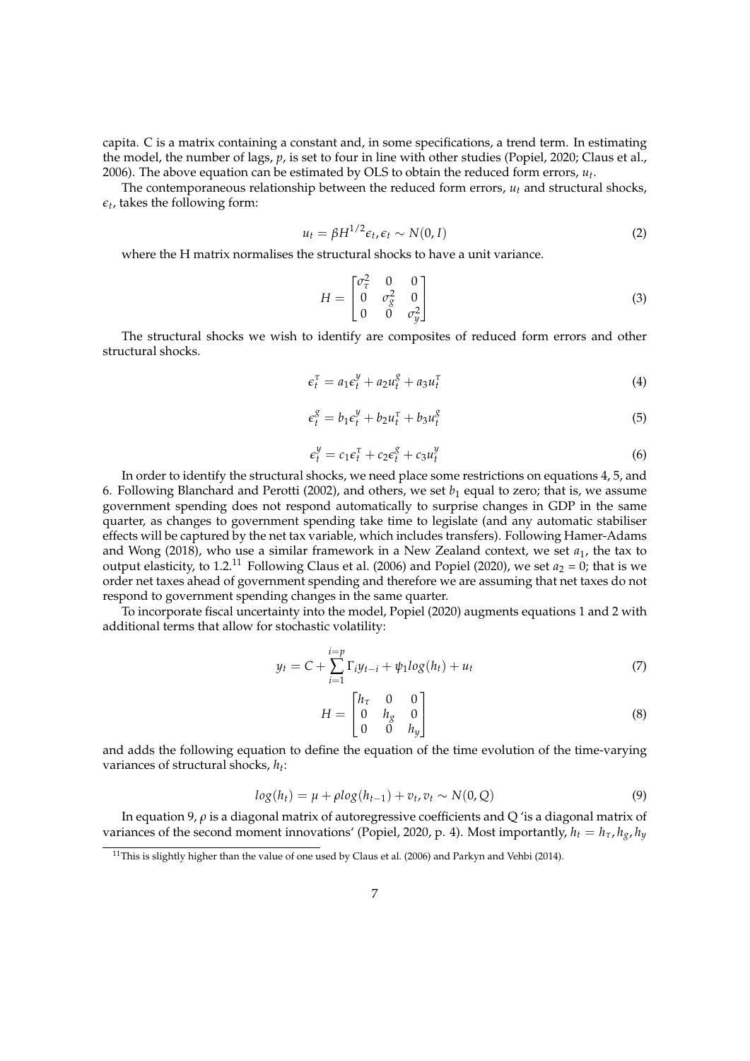capita. C is a matrix containing a constant and, in some specifications, a trend term. In estimating the model, the number of lags, $p$, is set to four in line with other studies (Popiel, 2020; Claus et al., 2006). The above equation can be estimated by OLS to obtain the reduced form errors, $u_t$.

The contemporaneous relationship between the reduced form errors, $u_t$ and structural shocks, $\epsilon_t$, takes the following form:

$$u_t = \beta H^{1/2}\epsilon_t, \epsilon_t \sim N(0, I) \tag{2}$$

where the H matrix normalises the structural shocks to have a unit variance.

$$H = \begin{bmatrix} \sigma_\tau^2 & 0 & 0 \\ 0 & \sigma_g^2 & 0 \\ 0 & 0 & \sigma_y^2 \end{bmatrix} \tag{3}$$

The structural shocks we wish to identify are composites of reduced form errors and other structural shocks.

$$\epsilon_t^\tau = a_1\epsilon_t^y + a_2u_t^g + a_3u_t^\tau \tag{4}$$

$$\epsilon_t^g = b_1\epsilon_t^y + b_2u_t^\tau + b_3u_t^g \tag{5}$$

$$\epsilon_t^y = c_1\epsilon_t^\tau + c_2\epsilon_t^g + c_3u_t^y \tag{6}$$

In order to identify the structural shocks, we need place some restrictions on equations 4, 5, and 6. Following Blanchard and Perotti (2002), and others, we set $b_1$ equal to zero; that is, we assume government spending does not respond automatically to surprise changes in GDP in the same quarter, as changes to government spending take time to legislate (and any automatic stabiliser effects will be captured by the net tax variable, which includes transfers). Following Hamer-Adams and Wong (2018), who use a similar framework in a New Zealand context, we set $a_1$, the tax to output elasticity, to 1.2.[11] Following Claus et al. (2006) and Popiel (2020), we set $a_2$ = 0; that is we order net taxes ahead of government spending and therefore we are assuming that net taxes do not respond to government spending changes in the same quarter.

To incorporate fiscal uncertainty into the model, Popiel (2020) augments equations 1 and 2 with additional terms that allow for stochastic volatility:

$$y_t = C + \sum_{i=1}^{i=p} \Gamma_i y_{t-i} + \psi_1 log(h_t) + u_t \tag{7}$$

$$H = \begin{bmatrix} h_\tau & 0 & 0 \\ 0 & h_g & 0 \\ 0 & 0 & h_y \end{bmatrix} \tag{8}$$

and adds the following equation to define the equation of the time evolution of the time-varying variances of structural shocks, $h_t$:

$$log(h_t) = \mu + \rho log(h_{t-1}) + v_t, v_t \sim N(0, Q) \tag{9}$$

In equation 9, $\rho$ is a diagonal matrix of autoregressive coefficients and Q 'is a diagonal matrix of variances of the second moment innovations' (Popiel, 2020, p. 4). Most importantly, $h_t = h_\tau, h_g, h_y$

[11] This is slightly higher than the value of one used by Claus et al. (2006) and Parkyn and Vehbi (2014).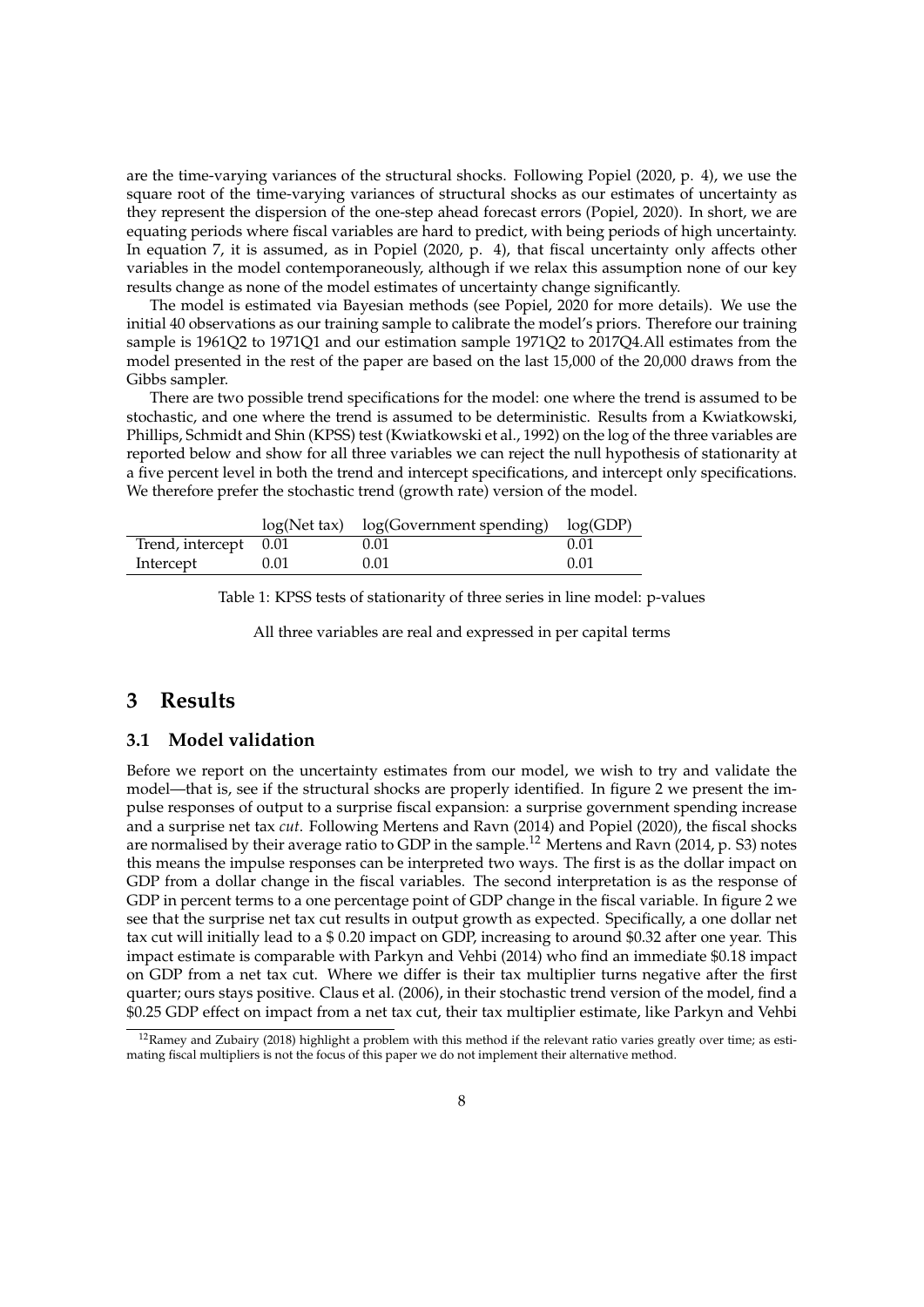are the time-varying variances of the structural shocks. Following Popiel (2020, p. 4), we use the square root of the time-varying variances of structural shocks as our estimates of uncertainty as they represent the dispersion of the one-step ahead forecast errors (Popiel, 2020). In short, we are equating periods where fiscal variables are hard to predict, with being periods of high uncertainty. In equation 7, it is assumed, as in Popiel (2020, p. 4), that fiscal uncertainty only affects other variables in the model contemporaneously, although if we relax this assumption none of our key results change as none of the model estimates of uncertainty change significantly.

The model is estimated via Bayesian methods (see Popiel, 2020 for more details). We use the initial 40 observations as our training sample to calibrate the model's priors. Therefore our training sample is 1961Q2 to 1971Q1 and our estimation sample 1971Q2 to 2017Q4.All estimates from the model presented in the rest of the paper are based on the last 15,000 of the 20,000 draws from the Gibbs sampler.

There are two possible trend specifications for the model: one where the trend is assumed to be stochastic, and one where the trend is assumed to be deterministic. Results from a Kwiatkowski, Phillips, Schmidt and Shin (KPSS) test (Kwiatkowski et al., 1992) on the log of the three variables are reported below and show for all three variables we can reject the null hypothesis of stationarity at a five percent level in both the trend and intercept specifications, and intercept only specifications. We therefore prefer the stochastic trend (growth rate) version of the model.

| | log(Net tax) | log(Government spending) | log(GDP) |
|---|---|---|---|
| Trend, intercept | 0.01 | 0.01 | 0.01 |
| Intercept | 0.01 | 0.01 | 0.01 |

Table 1: KPSS tests of stationarity of three series in line model: p-values

All three variables are real and expressed in per capital terms

## 3 Results

### 3.1 Model validation

Before we report on the uncertainty estimates from our model, we wish to try and validate the model—that is, see if the structural shocks are properly identified. In figure 2 we present the impulse responses of output to a surprise fiscal expansion: a surprise government spending increase and a surprise net tax *cut*. Following Mertens and Ravn (2014) and Popiel (2020), the fiscal shocks are normalised by their average ratio to GDP in the sample.[12] Mertens and Ravn (2014, p. S3) notes this means the impulse responses can be interpreted two ways. The first is as the dollar impact on GDP from a dollar change in the fiscal variables. The second interpretation is as the response of GDP in percent terms to a one percentage point of GDP change in the fiscal variable. In figure 2 we see that the surprise net tax cut results in output growth as expected. Specifically, a one dollar net tax cut will initially lead to a $ 0.20 impact on GDP, increasing to around $0.32 after one year. This impact estimate is comparable with Parkyn and Vehbi (2014) who find an immediate $0.18 impact on GDP from a net tax cut. Where we differ is their tax multiplier turns negative after the first quarter; ours stays positive. Claus et al. (2006), in their stochastic trend version of the model, find a $0.25 GDP effect on impact from a net tax cut, their tax multiplier estimate, like Parkyn and Vehbi

[12] Ramey and Zubairy (2018) highlight a problem with this method if the relevant ratio varies greatly over time; as estimating fiscal multipliers is not the focus of this paper we do not implement their alternative method.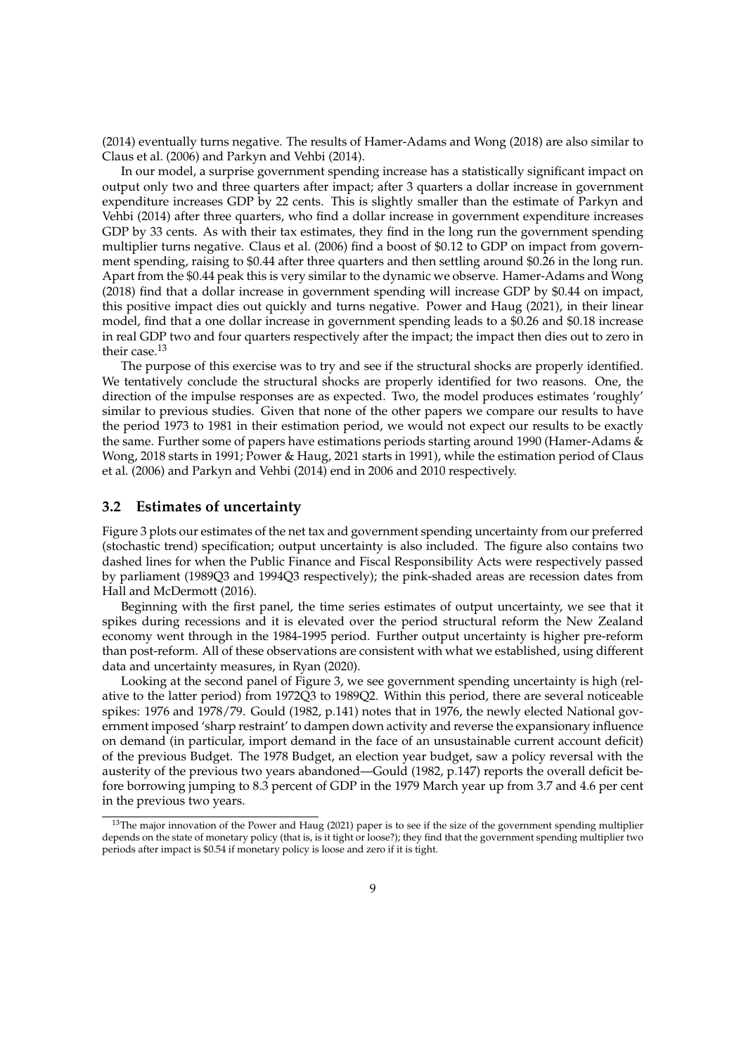(2014) eventually turns negative. The results of Hamer-Adams and Wong (2018) are also similar to Claus et al. (2006) and Parkyn and Vehbi (2014).

In our model, a surprise government spending increase has a statistically significant impact on output only two and three quarters after impact; after 3 quarters a dollar increase in government expenditure increases GDP by 22 cents. This is slightly smaller than the estimate of Parkyn and Vehbi (2014) after three quarters, who find a dollar increase in government expenditure increases GDP by 33 cents. As with their tax estimates, they find in the long run the government spending multiplier turns negative. Claus et al. (2006) find a boost of \$0.12 to GDP on impact from government spending, raising to \$0.44 after three quarters and then settling around \$0.26 in the long run. Apart from the \$0.44 peak this is very similar to the dynamic we observe. Hamer-Adams and Wong (2018) find that a dollar increase in government spending will increase GDP by \$0.44 on impact, this positive impact dies out quickly and turns negative. Power and Haug (2021), in their linear model, find that a one dollar increase in government spending leads to a \$0.26 and \$0.18 increase in real GDP two and four quarters respectively after the impact; the impact then dies out to zero in their case.[13]

The purpose of this exercise was to try and see if the structural shocks are properly identified. We tentatively conclude the structural shocks are properly identified for two reasons. One, the direction of the impulse responses are as expected. Two, the model produces estimates 'roughly' similar to previous studies. Given that none of the other papers we compare our results to have the period 1973 to 1981 in their estimation period, we would not expect our results to be exactly the same. Further some of papers have estimations periods starting around 1990 (Hamer-Adams & Wong, 2018 starts in 1991; Power & Haug, 2021 starts in 1991), while the estimation period of Claus et al. (2006) and Parkyn and Vehbi (2014) end in 2006 and 2010 respectively.

### 3.2 Estimates of uncertainty

Figure 3 plots our estimates of the net tax and government spending uncertainty from our preferred (stochastic trend) specification; output uncertainty is also included. The figure also contains two dashed lines for when the Public Finance and Fiscal Responsibility Acts were respectively passed by parliament (1989Q3 and 1994Q3 respectively); the pink-shaded areas are recession dates from Hall and McDermott (2016).

Beginning with the first panel, the time series estimates of output uncertainty, we see that it spikes during recessions and it is elevated over the period structural reform the New Zealand economy went through in the 1984-1995 period. Further output uncertainty is higher pre-reform than post-reform. All of these observations are consistent with what we established, using different data and uncertainty measures, in Ryan (2020).

Looking at the second panel of Figure 3, we see government spending uncertainty is high (relative to the latter period) from 1972Q3 to 1989Q2. Within this period, there are several noticeable spikes: 1976 and 1978/79. Gould (1982, p.141) notes that in 1976, the newly elected National government imposed 'sharp restraint' to dampen down activity and reverse the expansionary influence on demand (in particular, import demand in the face of an unsustainable current account deficit) of the previous Budget. The 1978 Budget, an election year budget, saw a policy reversal with the austerity of the previous two years abandoned—Gould (1982, p.147) reports the overall deficit before borrowing jumping to 8.3 percent of GDP in the 1979 March year up from 3.7 and 4.6 per cent in the previous two years.

[13] The major innovation of the Power and Haug (2021) paper is to see if the size of the government spending multiplier depends on the state of monetary policy (that is, is it tight or loose?); they find that the government spending multiplier two periods after impact is \$0.54 if monetary policy is loose and zero if it is tight.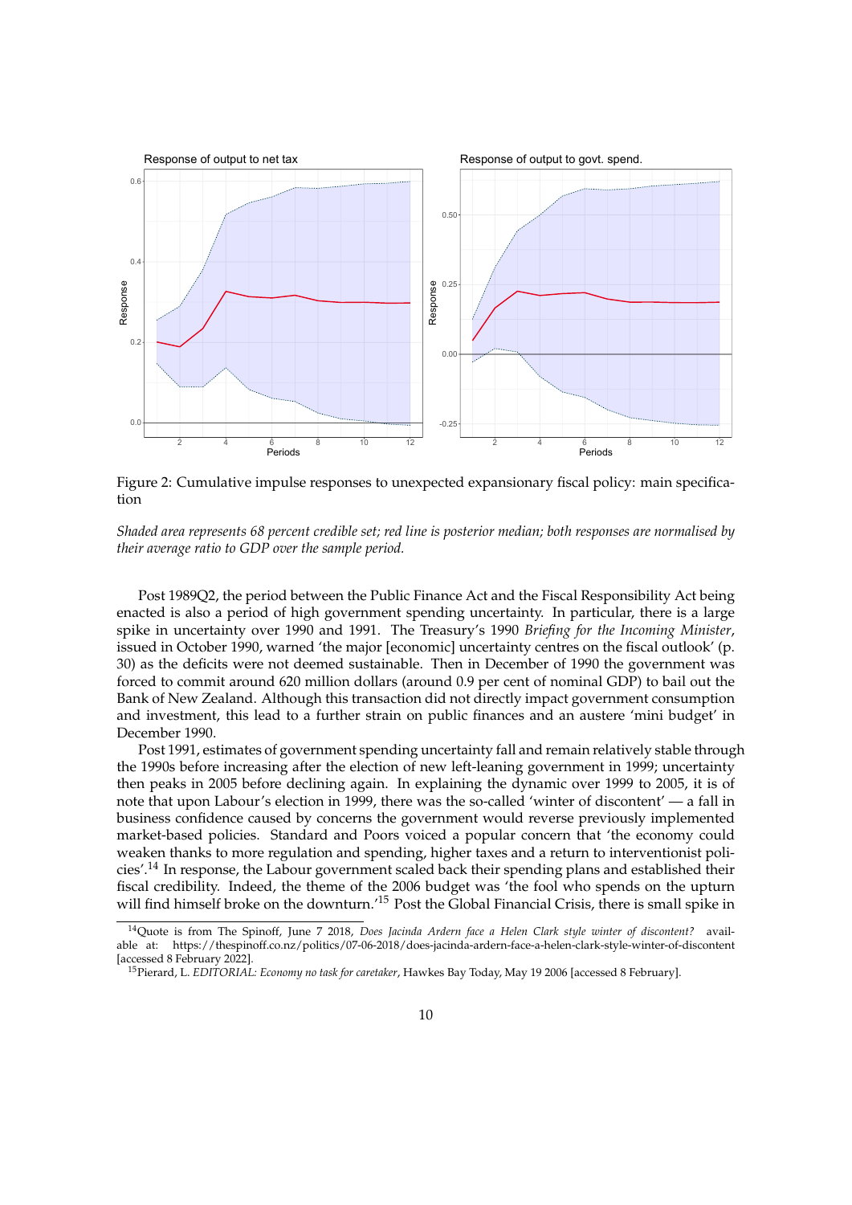Figure 2: Cumulative impulse responses to unexpected expansionary fiscal policy: main specification

*Shaded area represents 68 percent credible set; red line is posterior median; both responses are normalised by their average ratio to GDP over the sample period.*

Post 1989Q2, the period between the Public Finance Act and the Fiscal Responsibility Act being enacted is also a period of high government spending uncertainty. In particular, there is a large spike in uncertainty over 1990 and 1991. The Treasury's 1990 *Briefing for the Incoming Minister*, issued in October 1990, warned 'the major [economic] uncertainty centres on the fiscal outlook' (p. 30) as the deficits were not deemed sustainable. Then in December of 1990 the government was forced to commit around 620 million dollars (around 0.9 per cent of nominal GDP) to bail out the Bank of New Zealand. Although this transaction did not directly impact government consumption and investment, this lead to a further strain on public finances and an austere 'mini budget' in December 1990.

Post 1991, estimates of government spending uncertainty fall and remain relatively stable through the 1990s before increasing after the election of new left-leaning government in 1999; uncertainty then peaks in 2005 before declining again. In explaining the dynamic over 1999 to 2005, it is of note that upon Labour's election in 1999, there was the so-called 'winter of discontent' — a fall in business confidence caused by concerns the government would reverse previously implemented market-based policies. Standard and Poors voiced a popular concern that 'the economy could weaken thanks to more regulation and spending, higher taxes and a return to interventionist policies'.[14] In response, the Labour government scaled back their spending plans and established their fiscal credibility. Indeed, the theme of the 2006 budget was 'the fool who spends on the upturn will find himself broke on the downturn.'[15] Post the Global Financial Crisis, there is small spike in

[14]Quote is from The Spinoff, June 7 2018, *Does Jacinda Ardern face a Helen Clark style winter of discontent?* available at: https://thespinoff.co.nz/politics/07-06-2018/does-jacinda-ardern-face-a-helen-clark-style-winter-of-discontent [accessed 8 February 2022].

[15]Pierard, L. *EDITORIAL: Economy no task for caretaker*, Hawkes Bay Today, May 19 2006 [accessed 8 February].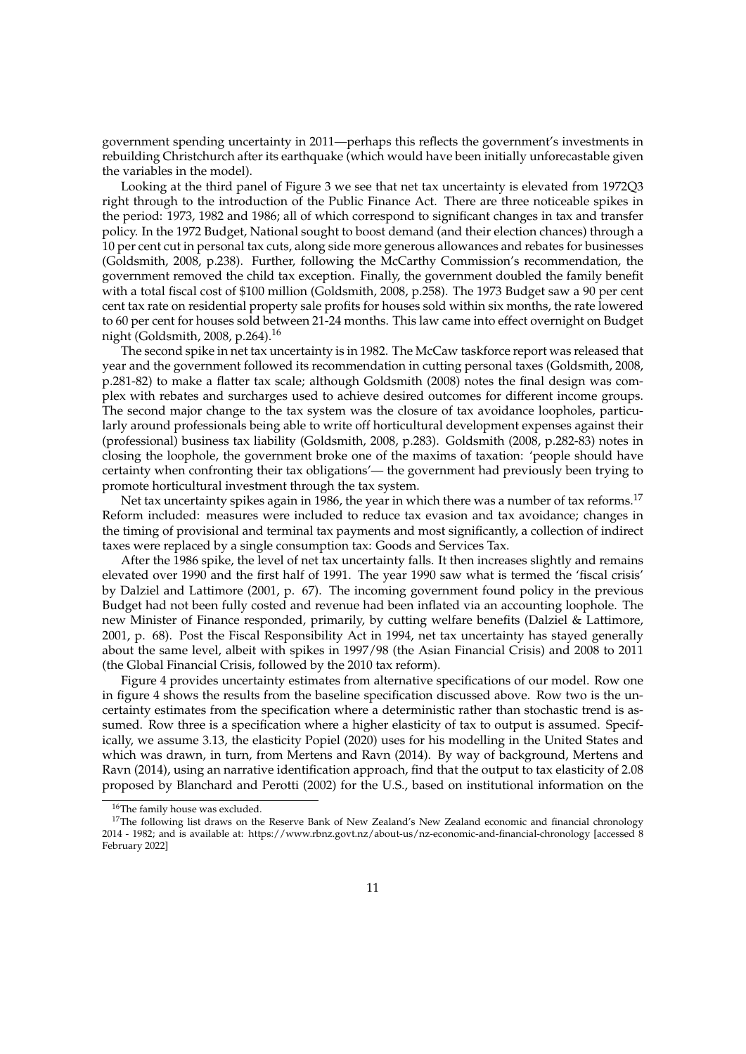government spending uncertainty in 2011—perhaps this reflects the government's investments in rebuilding Christchurch after its earthquake (which would have been initially unforecastable given the variables in the model).

Looking at the third panel of Figure 3 we see that net tax uncertainty is elevated from 1972Q3 right through to the introduction of the Public Finance Act. There are three noticeable spikes in the period: 1973, 1982 and 1986; all of which correspond to significant changes in tax and transfer policy. In the 1972 Budget, National sought to boost demand (and their election chances) through a 10 per cent cut in personal tax cuts, along side more generous allowances and rebates for businesses (Goldsmith, 2008, p.238). Further, following the McCarthy Commission's recommendation, the government removed the child tax exception. Finally, the government doubled the family benefit with a total fiscal cost of $100 million (Goldsmith, 2008, p.258). The 1973 Budget saw a 90 per cent cent tax rate on residential property sale profits for houses sold within six months, the rate lowered to 60 per cent for houses sold between 21-24 months. This law came into effect overnight on Budget night (Goldsmith, 2008, p.264).[16]

The second spike in net tax uncertainty is in 1982. The McCaw taskforce report was released that year and the government followed its recommendation in cutting personal taxes (Goldsmith, 2008, p.281-82) to make a flatter tax scale; although Goldsmith (2008) notes the final design was complex with rebates and surcharges used to achieve desired outcomes for different income groups. The second major change to the tax system was the closure of tax avoidance loopholes, particularly around professionals being able to write off horticultural development expenses against their (professional) business tax liability (Goldsmith, 2008, p.283). Goldsmith (2008, p.282-83) notes in closing the loophole, the government broke one of the maxims of taxation: 'people should have certainty when confronting their tax obligations'— the government had previously been trying to promote horticultural investment through the tax system.

Net tax uncertainty spikes again in 1986, the year in which there was a number of tax reforms.[17] Reform included: measures were included to reduce tax evasion and tax avoidance; changes in the timing of provisional and terminal tax payments and most significantly, a collection of indirect taxes were replaced by a single consumption tax: Goods and Services Tax.

After the 1986 spike, the level of net tax uncertainty falls. It then increases slightly and remains elevated over 1990 and the first half of 1991. The year 1990 saw what is termed the 'fiscal crisis' by Dalziel and Lattimore (2001, p. 67). The incoming government found policy in the previous Budget had not been fully costed and revenue had been inflated via an accounting loophole. The new Minister of Finance responded, primarily, by cutting welfare benefits (Dalziel & Lattimore, 2001, p. 68). Post the Fiscal Responsibility Act in 1994, net tax uncertainty has stayed generally about the same level, albeit with spikes in 1997/98 (the Asian Financial Crisis) and 2008 to 2011 (the Global Financial Crisis, followed by the 2010 tax reform).

Figure 4 provides uncertainty estimates from alternative specifications of our model. Row one in figure 4 shows the results from the baseline specification discussed above. Row two is the uncertainty estimates from the specification where a deterministic rather than stochastic trend is assumed. Row three is a specification where a higher elasticity of tax to output is assumed. Specifically, we assume 3.13, the elasticity Popiel (2020) uses for his modelling in the United States and which was drawn, in turn, from Mertens and Ravn (2014). By way of background, Mertens and Ravn (2014), using an narrative identification approach, find that the output to tax elasticity of 2.08 proposed by Blanchard and Perotti (2002) for the U.S., based on institutional information on the

[16] The family house was excluded.

[17] The following list draws on the Reserve Bank of New Zealand's New Zealand economic and financial chronology 2014 - 1982; and is available at: https://www.rbnz.govt.nz/about-us/nz-economic-and-financial-chronology [accessed 8 February 2022]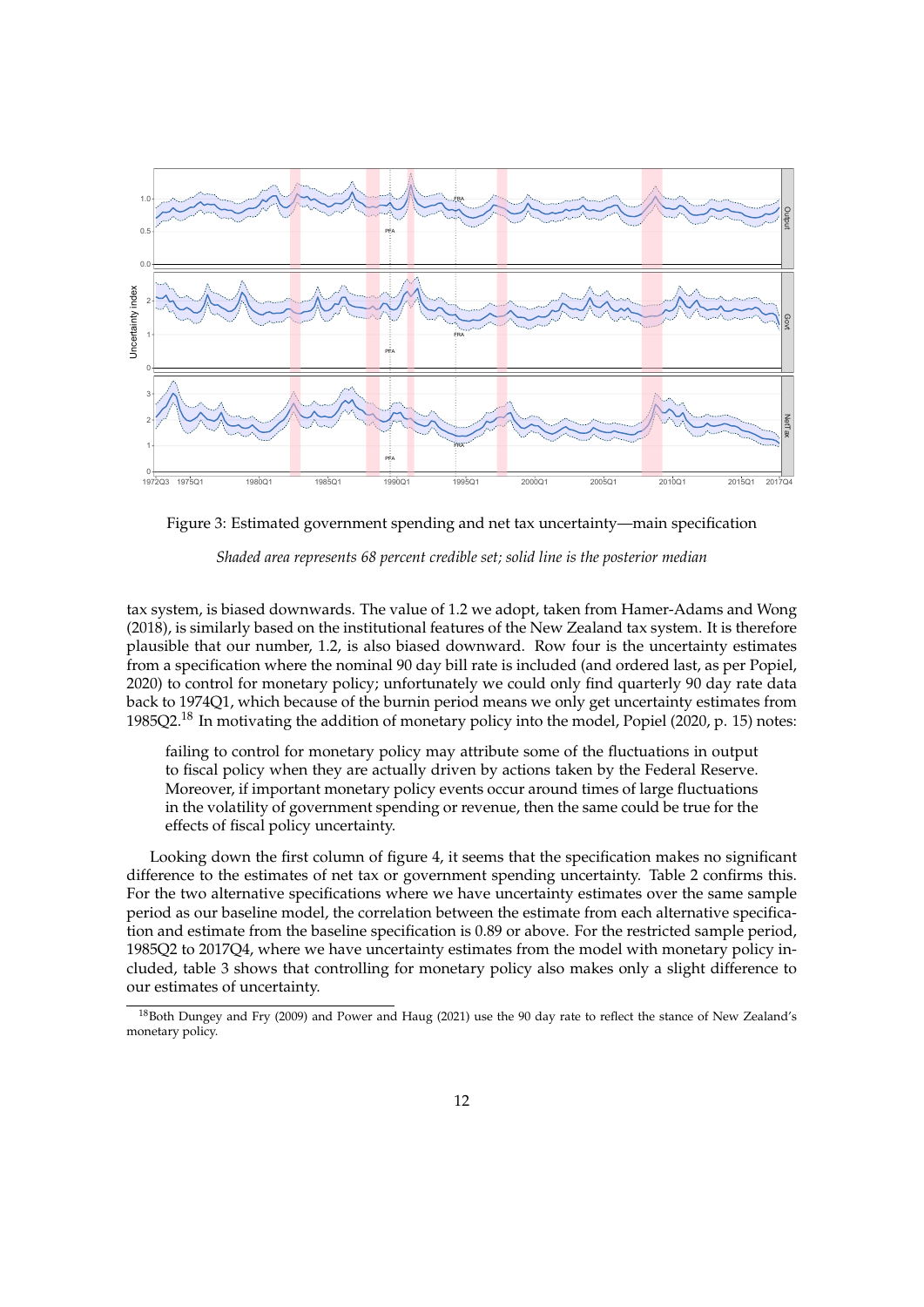Figure 3: Estimated government spending and net tax uncertainty—main specification

*Shaded area represents 68 percent credible set; solid line is the posterior median*

tax system, is biased downwards. The value of 1.2 we adopt, taken from Hamer-Adams and Wong (2018), is similarly based on the institutional features of the New Zealand tax system. It is therefore plausible that our number, 1.2, is also biased downward. Row four is the uncertainty estimates from a specification where the nominal 90 day bill rate is included (and ordered last, as per Popiel, 2020) to control for monetary policy; unfortunately we could only find quarterly 90 day rate data back to 1974Q1, which because of the burnin period means we only get uncertainty estimates from 1985Q2.[18] In motivating the addition of monetary policy into the model, Popiel (2020, p. 15) notes:

> failing to control for monetary policy may attribute some of the fluctuations in output to fiscal policy when they are actually driven by actions taken by the Federal Reserve. Moreover, if important monetary policy events occur around times of large fluctuations in the volatility of government spending or revenue, then the same could be true for the effects of fiscal policy uncertainty.

Looking down the first column of figure 4, it seems that the specification makes no significant difference to the estimates of net tax or government spending uncertainty. Table 2 confirms this. For the two alternative specifications where we have uncertainty estimates over the same sample period as our baseline model, the correlation between the estimate from each alternative specification and estimate from the baseline specification is 0.89 or above. For the restricted sample period, 1985Q2 to 2017Q4, where we have uncertainty estimates from the model with monetary policy included, table 3 shows that controlling for monetary policy also makes only a slight difference to our estimates of uncertainty.

[18] Both Dungey and Fry (2009) and Power and Haug (2021) use the 90 day rate to reflect the stance of New Zealand's monetary policy.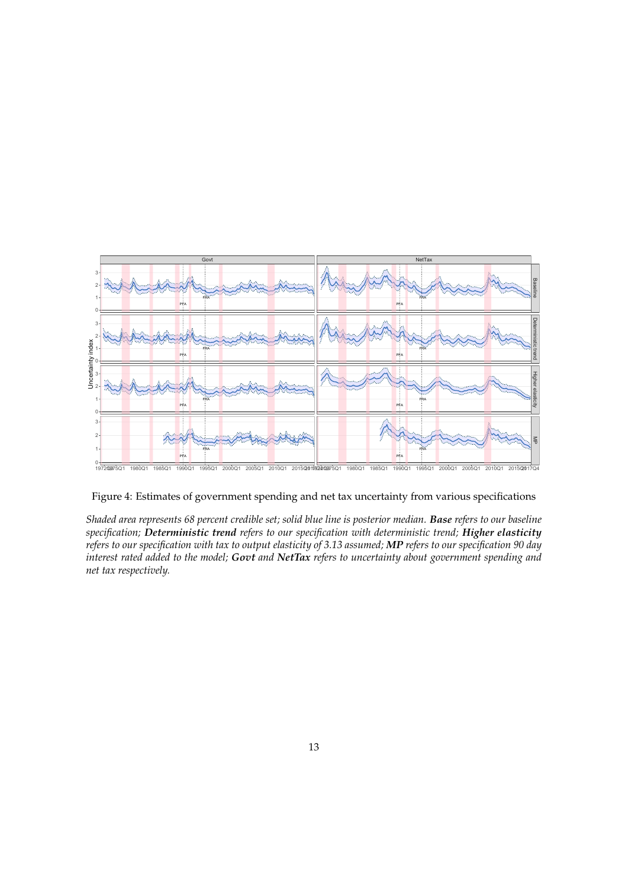Figure 4: Estimates of government spending and net tax uncertainty from various specifications

*Shaded area represents 68 percent credible set; solid blue line is posterior median.* ***Base*** *refers to our baseline specification;* ***Deterministic trend*** *refers to our specification with deterministic trend;* ***Higher elasticity*** *refers to our specification with tax to output elasticity of 3.13 assumed;* ***MP*** *refers to our specification 90 day interest rated added to the model;* ***Govt*** *and* ***NetTax*** *refers to uncertainty about government spending and net tax respectively.*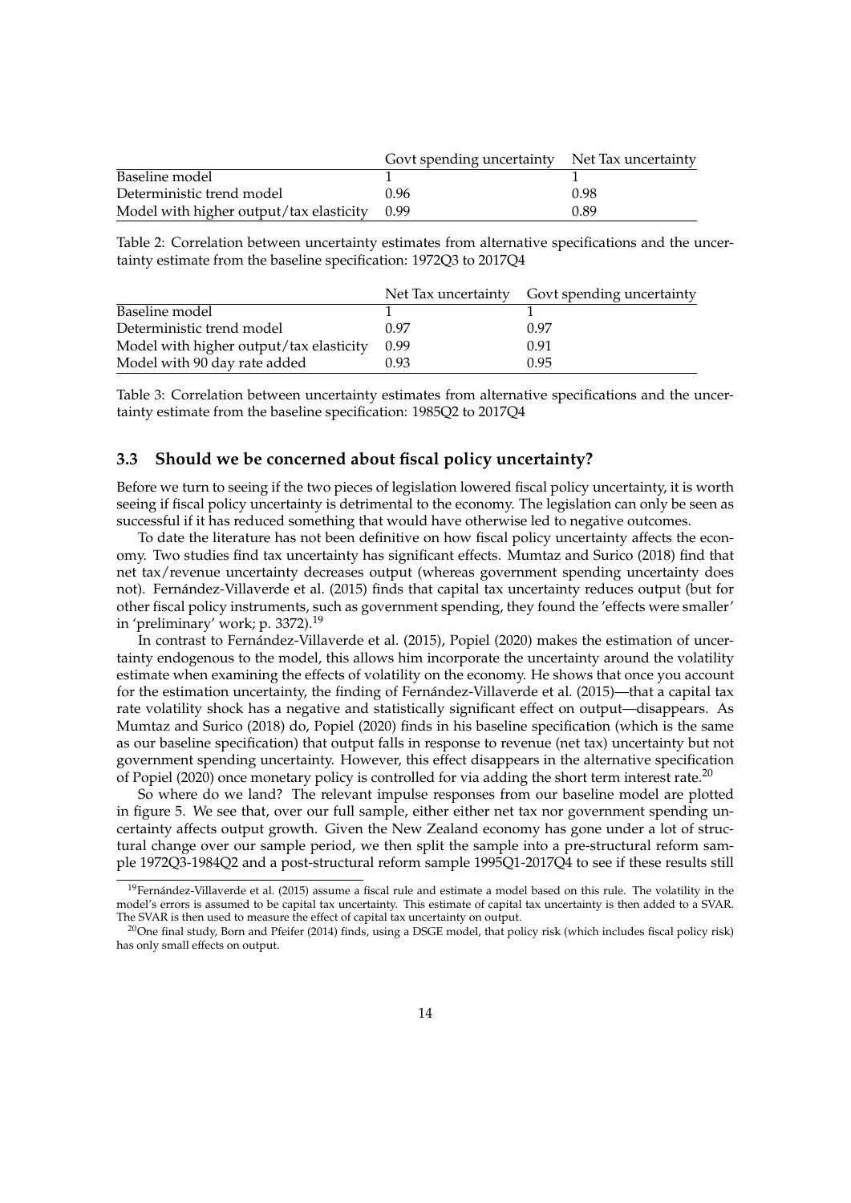| | Govt spending uncertainty | Net Tax uncertainty |
|---|---|---|
| Baseline model | 1 | 1 |
| Deterministic trend model | 0.96 | 0.98 |
| Model with higher output/tax elasticity | 0.99 | 0.89 |

Table 2: Correlation between uncertainty estimates from alternative specifications and the uncertainty estimate from the baseline specification: 1972Q3 to 2017Q4

| | Net Tax uncertainty | Govt spending uncertainty |
|---|---|---|
| Baseline model | 1 | 1 |
| Deterministic trend model | 0.97 | 0.97 |
| Model with higher output/tax elasticity | 0.99 | 0.91 |
| Model with 90 day rate added | 0.93 | 0.95 |

Table 3: Correlation between uncertainty estimates from alternative specifications and the uncertainty estimate from the baseline specification: 1985Q2 to 2017Q4

### 3.3 Should we be concerned about fiscal policy uncertainty?

Before we turn to seeing if the two pieces of legislation lowered fiscal policy uncertainty, it is worth seeing if fiscal policy uncertainty is detrimental to the economy. The legislation can only be seen as successful if it has reduced something that would have otherwise led to negative outcomes.

To date the literature has not been definitive on how fiscal policy uncertainty affects the economy. Two studies find tax uncertainty has significant effects. Mumtaz and Surico (2018) find that net tax/revenue uncertainty decreases output (whereas government spending uncertainty does not). Fernández-Villaverde et al. (2015) finds that capital tax uncertainty reduces output (but for other fiscal policy instruments, such as government spending, they found the 'effects were smaller' in 'preliminary' work; p. 3372).[19]

In contrast to Fernández-Villaverde et al. (2015), Popiel (2020) makes the estimation of uncertainty endogenous to the model, this allows him incorporate the uncertainty around the volatility estimate when examining the effects of volatility on the economy. He shows that once you account for the estimation uncertainty, the finding of Fernández-Villaverde et al. (2015)—that a capital tax rate volatility shock has a negative and statistically significant effect on output—disappears. As Mumtaz and Surico (2018) do, Popiel (2020) finds in his baseline specification (which is the same as our baseline specification) that output falls in response to revenue (net tax) uncertainty but not government spending uncertainty. However, this effect disappears in the alternative specification of Popiel (2020) once monetary policy is controlled for via adding the short term interest rate.[20]

So where do we land? The relevant impulse responses from our baseline model are plotted in figure 5. We see that, over our full sample, either either net tax nor government spending uncertainty affects output growth. Given the New Zealand economy has gone under a lot of structural change over our sample period, we then split the sample into a pre-structural reform sample 1972Q3-1984Q2 and a post-structural reform sample 1995Q1-2017Q4 to see if these results still

[19] Fernández-Villaverde et al. (2015) assume a fiscal rule and estimate a model based on this rule. The volatility in the model's errors is assumed to be capital tax uncertainty. This estimate of capital tax uncertainty is then added to a SVAR. The SVAR is then used to measure the effect of capital tax uncertainty on output.

[20] One final study, Born and Pfeifer (2014) finds, using a DSGE model, that policy risk (which includes fiscal policy risk) has only small effects on output.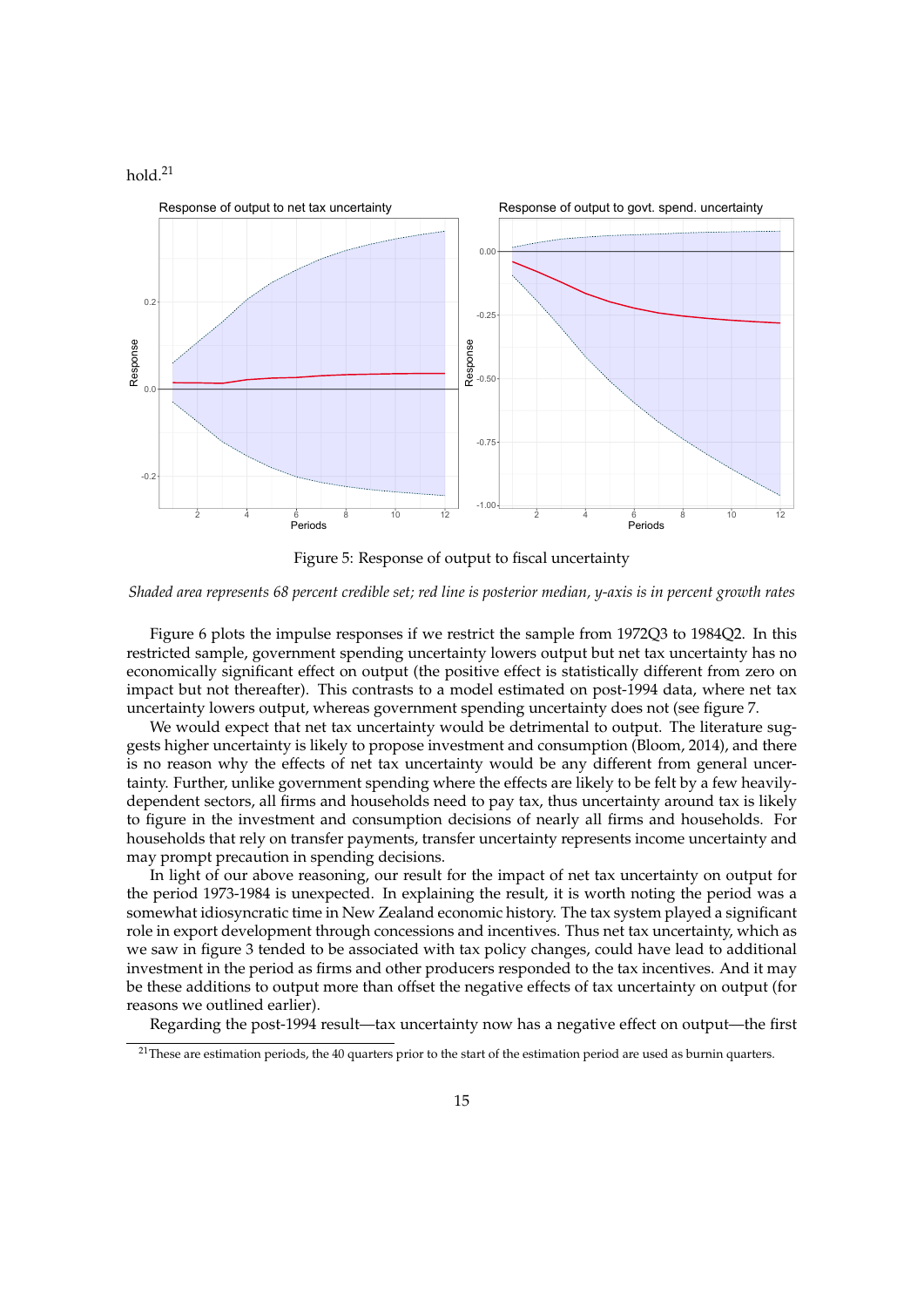hold.[21]

Figure 5: Response of output to fiscal uncertainty

*Shaded area represents 68 percent credible set; red line is posterior median, y-axis is in percent growth rates*

Figure 6 plots the impulse responses if we restrict the sample from 1972Q3 to 1984Q2. In this restricted sample, government spending uncertainty lowers output but net tax uncertainty has no economically significant effect on output (the positive effect is statistically different from zero on impact but not thereafter). This contrasts to a model estimated on post-1994 data, where net tax uncertainty lowers output, whereas government spending uncertainty does not (see figure 7.

We would expect that net tax uncertainty would be detrimental to output. The literature suggests higher uncertainty is likely to propose investment and consumption (Bloom, 2014), and there is no reason why the effects of net tax uncertainty would be any different from general uncertainty. Further, unlike government spending where the effects are likely to be felt by a few heavily-dependent sectors, all firms and households need to pay tax, thus uncertainty around tax is likely to figure in the investment and consumption decisions of nearly all firms and households. For households that rely on transfer payments, transfer uncertainty represents income uncertainty and may prompt precaution in spending decisions.

In light of our above reasoning, our result for the impact of net tax uncertainty on output for the period 1973-1984 is unexpected. In explaining the result, it is worth noting the period was a somewhat idiosyncratic time in New Zealand economic history. The tax system played a significant role in export development through concessions and incentives. Thus net tax uncertainty, which as we saw in figure 3 tended to be associated with tax policy changes, could have lead to additional investment in the period as firms and other producers responded to the tax incentives. And it may be these additions to output more than offset the negative effects of tax uncertainty on output (for reasons we outlined earlier).

Regarding the post-1994 result—tax uncertainty now has a negative effect on output—the first

[21] These are estimation periods, the 40 quarters prior to the start of the estimation period are used as burnin quarters.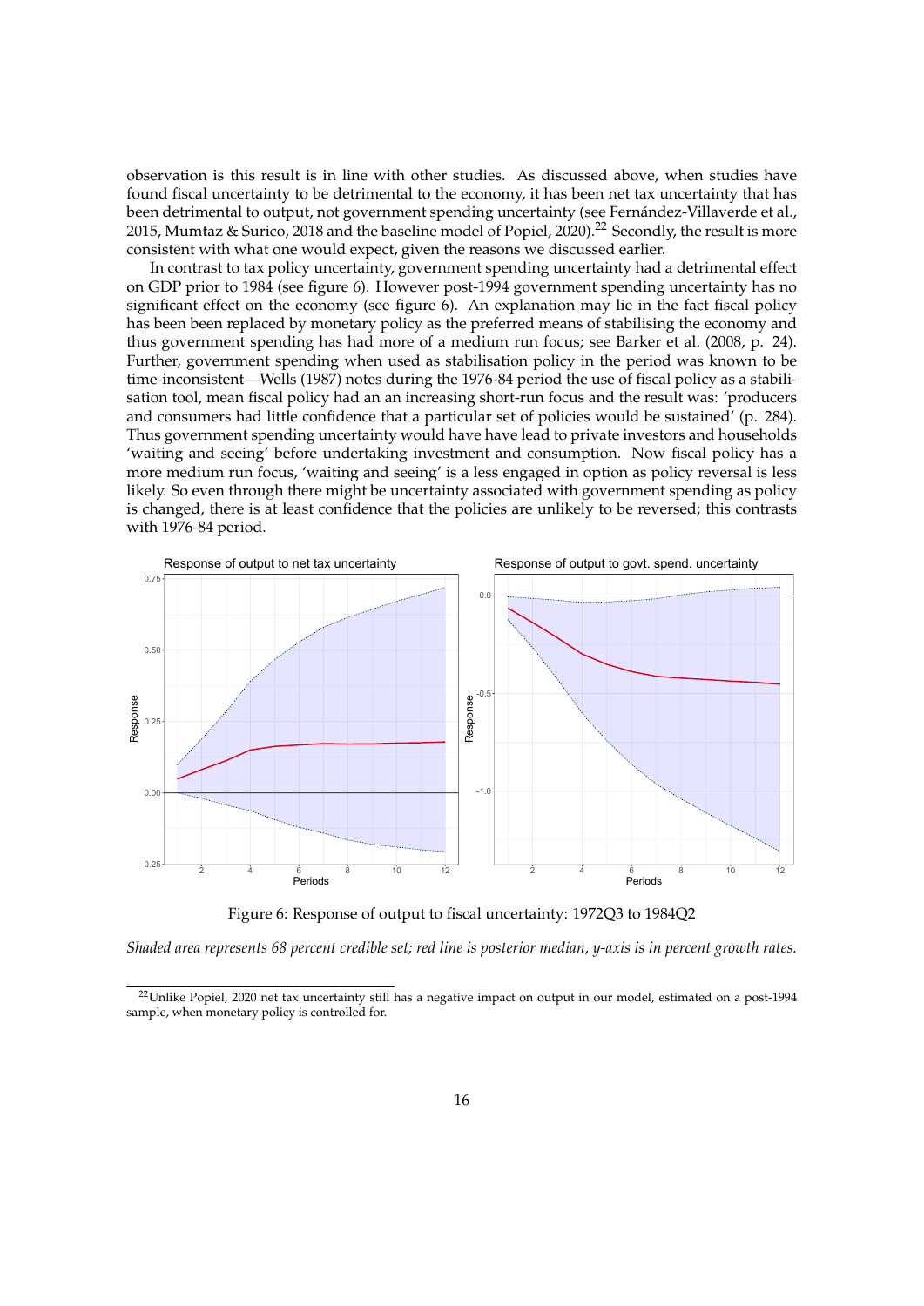observation is this result is in line with other studies. As discussed above, when studies have found fiscal uncertainty to be detrimental to the economy, it has been net tax uncertainty that has been detrimental to output, not government spending uncertainty (see Fernández-Villaverde et al., 2015, Mumtaz & Surico, 2018 and the baseline model of Popiel, 2020).[22] Secondly, the result is more consistent with what one would expect, given the reasons we discussed earlier.

In contrast to tax policy uncertainty, government spending uncertainty had a detrimental effect on GDP prior to 1984 (see figure 6). However post-1994 government spending uncertainty has no significant effect on the economy (see figure 6). An explanation may lie in the fact fiscal policy has been been replaced by monetary policy as the preferred means of stabilising the economy and thus government spending has had more of a medium run focus; see Barker et al. (2008, p. 24). Further, government spending when used as stabilisation policy in the period was known to be time-inconsistent—Wells (1987) notes during the 1976-84 period the use of fiscal policy as a stabilisation tool, mean fiscal policy had an an increasing short-run focus and the result was: 'producers and consumers had little confidence that a particular set of policies would be sustained' (p. 284). Thus government spending uncertainty would have have lead to private investors and households 'waiting and seeing' before undertaking investment and consumption. Now fiscal policy has a more medium run focus, 'waiting and seeing' is a less engaged in option as policy reversal is less likely. So even through there might be uncertainty associated with government spending as policy is changed, there is at least confidence that the policies are unlikely to be reversed; this contrasts with 1976-84 period.

Figure 6: Response of output to fiscal uncertainty: 1972Q3 to 1984Q2

*Shaded area represents 68 percent credible set; red line is posterior median, y-axis is in percent growth rates.*

[22] Unlike Popiel, 2020 net tax uncertainty still has a negative impact on output in our model, estimated on a post-1994 sample, when monetary policy is controlled for.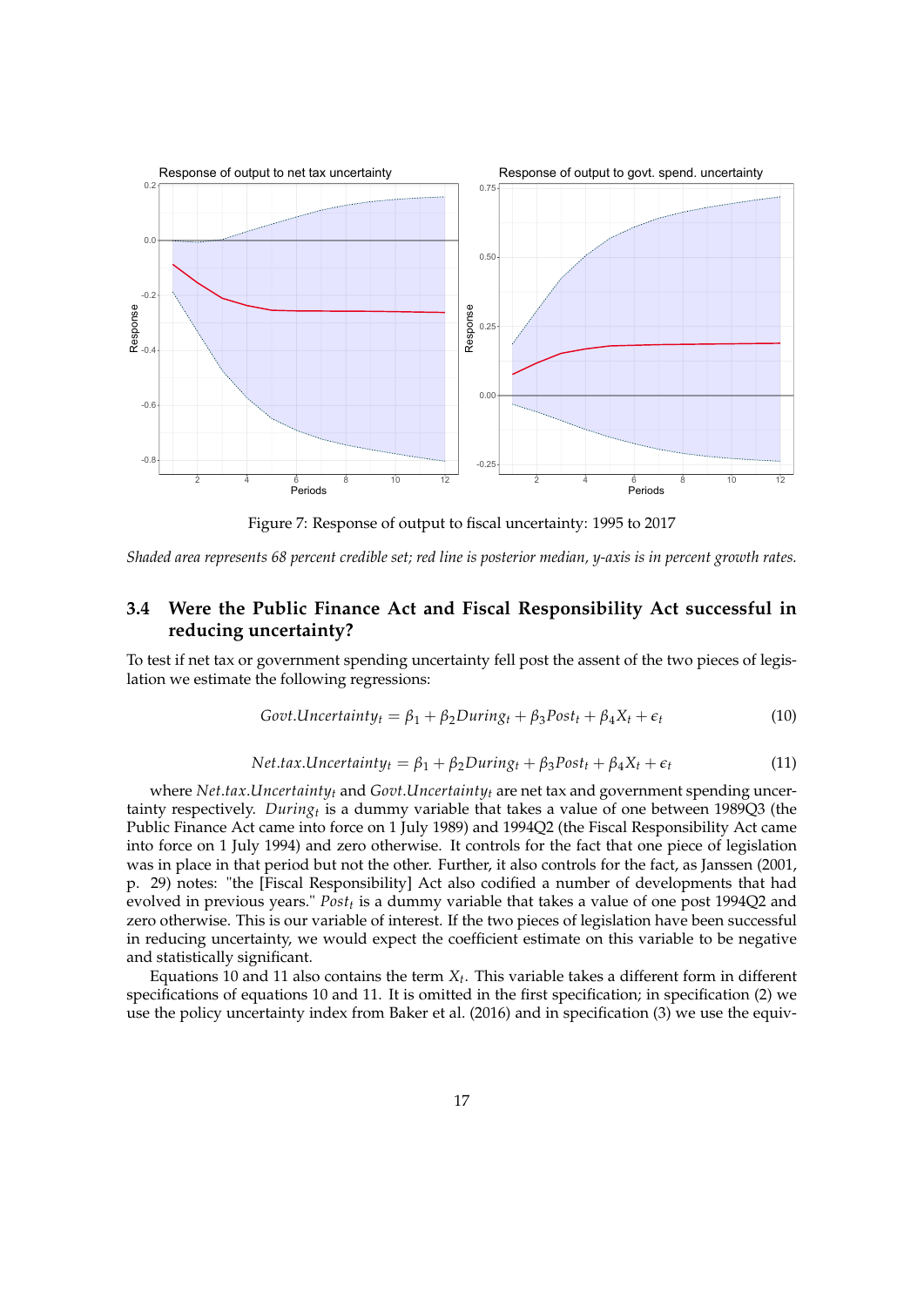Figure 7: Response of output to fiscal uncertainty: 1995 to 2017

*Shaded area represents 68 percent credible set; red line is posterior median, y-axis is in percent growth rates.*

### 3.4 Were the Public Finance Act and Fiscal Responsibility Act successful in reducing uncertainty?

To test if net tax or government spending uncertainty fell post the assent of the two pieces of legislation we estimate the following regressions:

$$Govt.Uncertainty_t = \beta_1 + \beta_2 During_t + \beta_3 Post_t + \beta_4 X_t + \epsilon_t \tag{10}$$

$$Net.tax.Uncertainty_t = \beta_1 + \beta_2 During_t + \beta_3 Post_t + \beta_4 X_t + \epsilon_t \tag{11}$$

where $Net.tax.Uncertainty_t$ and $Govt.Uncertainty_t$ are net tax and government spending uncertainty respectively. $During_t$ is a dummy variable that takes a value of one between 1989Q3 (the Public Finance Act came into force on 1 July 1989) and 1994Q2 (the Fiscal Responsibility Act came into force on 1 July 1994) and zero otherwise. It controls for the fact that one piece of legislation was in place in that period but not the other. Further, it also controls for the fact, as Janssen (2001, p. 29) notes: "the [Fiscal Responsibility] Act also codified a number of developments that had evolved in previous years." $Post_t$ is a dummy variable that takes a value of one post 1994Q2 and zero otherwise. This is our variable of interest. If the two pieces of legislation have been successful in reducing uncertainty, we would expect the coefficient estimate on this variable to be negative and statistically significant.

Equations 10 and 11 also contains the term $X_t$. This variable takes a different form in different specifications of equations 10 and 11. It is omitted in the first specification; in specification (2) we use the policy uncertainty index from Baker et al. (2016) and in specification (3) we use the equiv-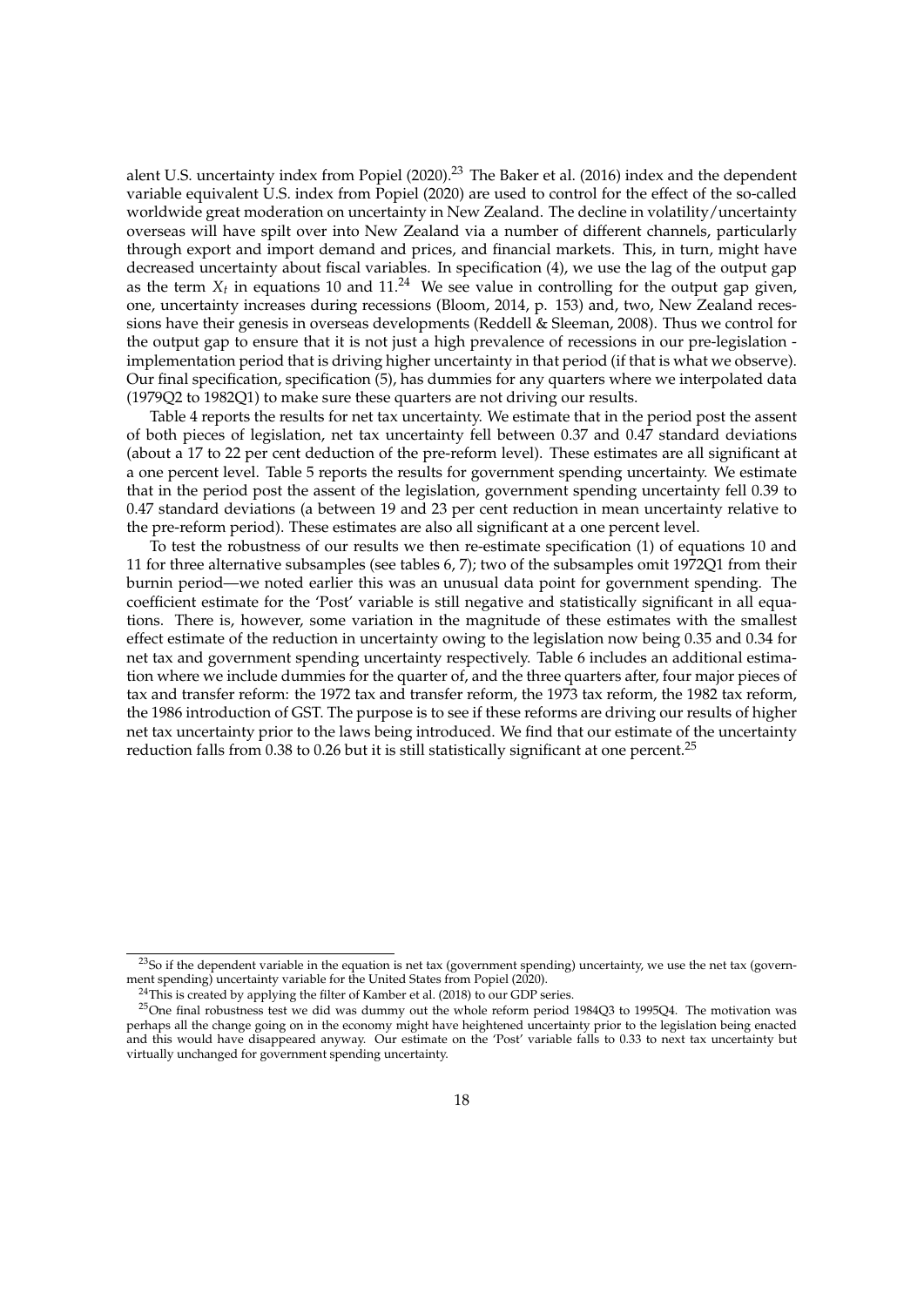alent U.S. uncertainty index from Popiel (2020).[23] The Baker et al. (2016) index and the dependent variable equivalent U.S. index from Popiel (2020) are used to control for the effect of the so-called worldwide great moderation on uncertainty in New Zealand. The decline in volatility/uncertainty overseas will have spilt over into New Zealand via a number of different channels, particularly through export and import demand and prices, and financial markets. This, in turn, might have decreased uncertainty about fiscal variables. In specification (4), we use the lag of the output gap as the term $X_t$ in equations 10 and 11.[24] We see value in controlling for the output gap given, one, uncertainty increases during recessions (Bloom, 2014, p. 153) and, two, New Zealand recessions have their genesis in overseas developments (Reddell & Sleeman, 2008). Thus we control for the output gap to ensure that it is not just a high prevalence of recessions in our pre-legislation - implementation period that is driving higher uncertainty in that period (if that is what we observe). Our final specification, specification (5), has dummies for any quarters where we interpolated data (1979Q2 to 1982Q1) to make sure these quarters are not driving our results.

Table 4 reports the results for net tax uncertainty. We estimate that in the period post the assent of both pieces of legislation, net tax uncertainty fell between 0.37 and 0.47 standard deviations (about a 17 to 22 per cent deduction of the pre-reform level). These estimates are all significant at a one percent level. Table 5 reports the results for government spending uncertainty. We estimate that in the period post the assent of the legislation, government spending uncertainty fell 0.39 to 0.47 standard deviations (a between 19 and 23 per cent reduction in mean uncertainty relative to the pre-reform period). These estimates are also all significant at a one percent level.

To test the robustness of our results we then re-estimate specification (1) of equations 10 and 11 for three alternative subsamples (see tables 6, 7); two of the subsamples omit 1972Q1 from their burnin period—we noted earlier this was an unusual data point for government spending. The coefficient estimate for the 'Post' variable is still negative and statistically significant in all equations. There is, however, some variation in the magnitude of these estimates with the smallest effect estimate of the reduction in uncertainty owing to the legislation now being 0.35 and 0.34 for net tax and government spending uncertainty respectively. Table 6 includes an additional estimation where we include dummies for the quarter of, and the three quarters after, four major pieces of tax and transfer reform: the 1972 tax and transfer reform, the 1973 tax reform, the 1982 tax reform, the 1986 introduction of GST. The purpose is to see if these reforms are driving our results of higher net tax uncertainty prior to the laws being introduced. We find that our estimate of the uncertainty reduction falls from 0.38 to 0.26 but it is still statistically significant at one percent.[25]

[23] So if the dependent variable in the equation is net tax (government spending) uncertainty, we use the net tax (government spending) uncertainty variable for the United States from Popiel (2020).

[24] This is created by applying the filter of Kamber et al. (2018) to our GDP series.

[25] One final robustness test we did was dummy out the whole reform period 1984Q3 to 1995Q4. The motivation was perhaps all the change going on in the economy might have heightened uncertainty prior to the legislation being enacted and this would have disappeared anyway. Our estimate on the 'Post' variable falls to 0.33 to next tax uncertainty but virtually unchanged for government spending uncertainty.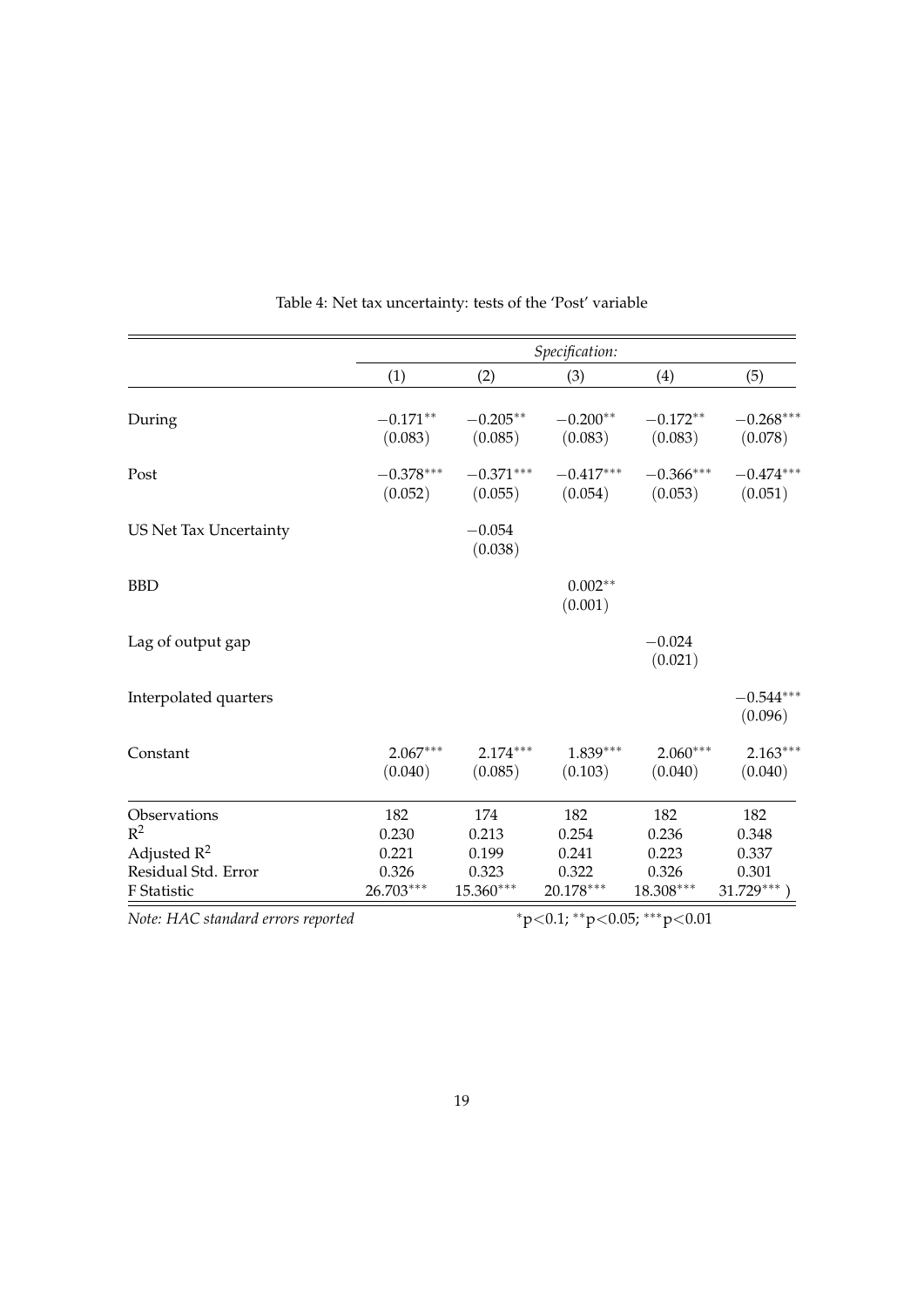Table 4: Net tax uncertainty: tests of the 'Post' variable

| | *Specification:* | | | | |
|---|---|---|---|---|---|
| | (1) | (2) | (3) | (4) | (5) |
| During | $-0.171^{**}$ | $-0.205^{**}$ | $-0.200^{**}$ | $-0.172^{**}$ | $-0.268^{***}$ |
| | (0.083) | (0.085) | (0.083) | (0.083) | (0.078) |
| Post | $-0.378^{***}$ | $-0.371^{***}$ | $-0.417^{***}$ | $-0.366^{***}$ | $-0.474^{***}$ |
| | (0.052) | (0.055) | (0.054) | (0.053) | (0.051) |
| US Net Tax Uncertainty | | $-0.054$ | | | |
| | | (0.038) | | | |
| BBD | | | $0.002^{**}$ | | |
| | | | (0.001) | | |
| Lag of output gap | | | | $-0.024$ | |
| | | | | (0.021) | |
| Interpolated quarters | | | | | $-0.544^{***}$ |
| | | | | | (0.096) |
| Constant | $2.067^{***}$ | $2.174^{***}$ | $1.839^{***}$ | $2.060^{***}$ | $2.163^{***}$ |
| | (0.040) | (0.085) | (0.103) | (0.040) | (0.040) |
| Observations | 182 | 174 | 182 | 182 | 182 |
| $R^2$ | 0.230 | 0.213 | 0.254 | 0.236 | 0.348 |
| Adjusted $R^2$ | 0.221 | 0.199 | 0.241 | 0.223 | 0.337 |
| Residual Std. Error | 0.326 | 0.323 | 0.322 | 0.326 | 0.301 |
| F Statistic | $26.703^{***}$ | $15.360^{***}$ | $20.178^{***}$ | $18.308^{***}$ | $31.729^{***}$ ) |

*Note: HAC standard errors reported* $^{*}p<0.1$; $^{**}p<0.05$; $^{***}p<0.01$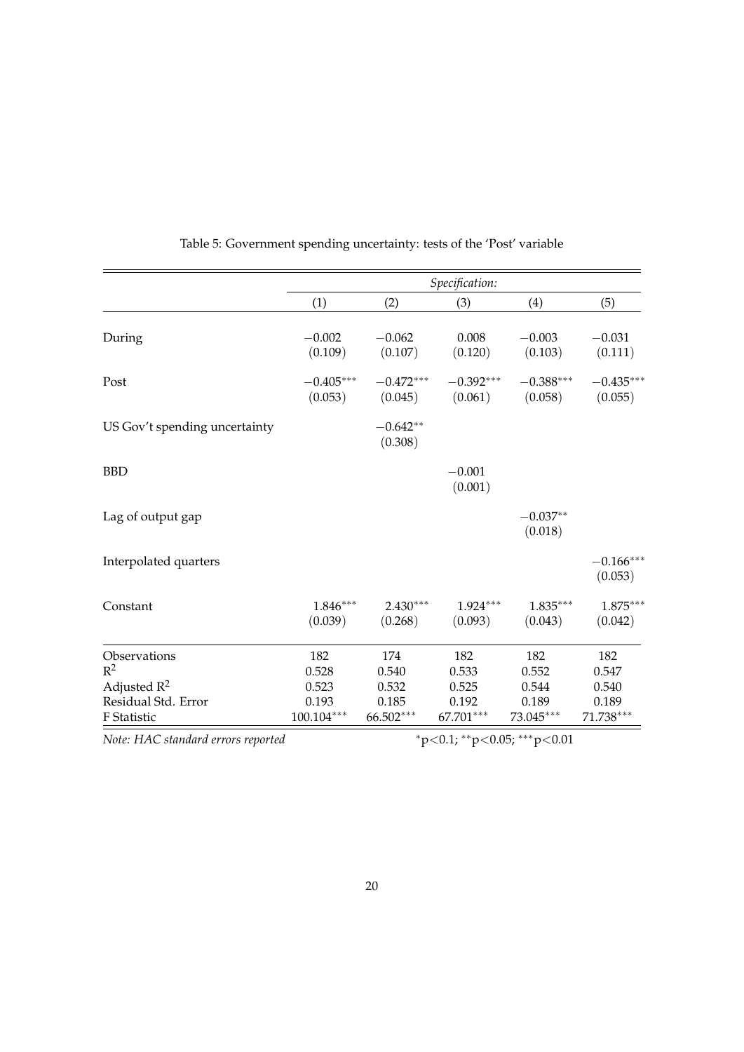Table 5: Government spending uncertainty: tests of the 'Post' variable

| | *Specification:* | | | | |
|---|---|---|---|---|---|
| | (1) | (2) | (3) | (4) | (5) |
| During | −0.002 | −0.062 | 0.008 | −0.003 | −0.031 |
| | (0.109) | (0.107) | (0.120) | (0.103) | (0.111) |
| Post | $-0.405^{***}$ | $-0.472^{***}$ | $-0.392^{***}$ | $-0.388^{***}$ | $-0.435^{***}$ |
| | (0.053) | (0.045) | (0.061) | (0.058) | (0.055) |
| US Gov't spending uncertainty | | $-0.642^{**}$ | | | |
| | | (0.308) | | | |
| BBD | | | −0.001 | | |
| | | | (0.001) | | |
| Lag of output gap | | | | $-0.037^{**}$ | |
| | | | | (0.018) | |
| Interpolated quarters | | | | | $-0.166^{***}$ |
| | | | | | (0.053) |
| Constant | $1.846^{***}$ | $2.430^{***}$ | $1.924^{***}$ | $1.835^{***}$ | $1.875^{***}$ |
| | (0.039) | (0.268) | (0.093) | (0.043) | (0.042) |
| Observations | 182 | 174 | 182 | 182 | 182 |
| $R^2$ | 0.528 | 0.540 | 0.533 | 0.552 | 0.547 |
| Adjusted $R^2$ | 0.523 | 0.532 | 0.525 | 0.544 | 0.540 |
| Residual Std. Error | 0.193 | 0.185 | 0.192 | 0.189 | 0.189 |
| F Statistic | $100.104^{***}$ | $66.502^{***}$ | $67.701^{***}$ | $73.045^{***}$ | $71.738^{***}$ |

*Note: HAC standard errors reported* $^{*}p<0.1$; $^{**}p<0.05$; $^{***}p<0.01$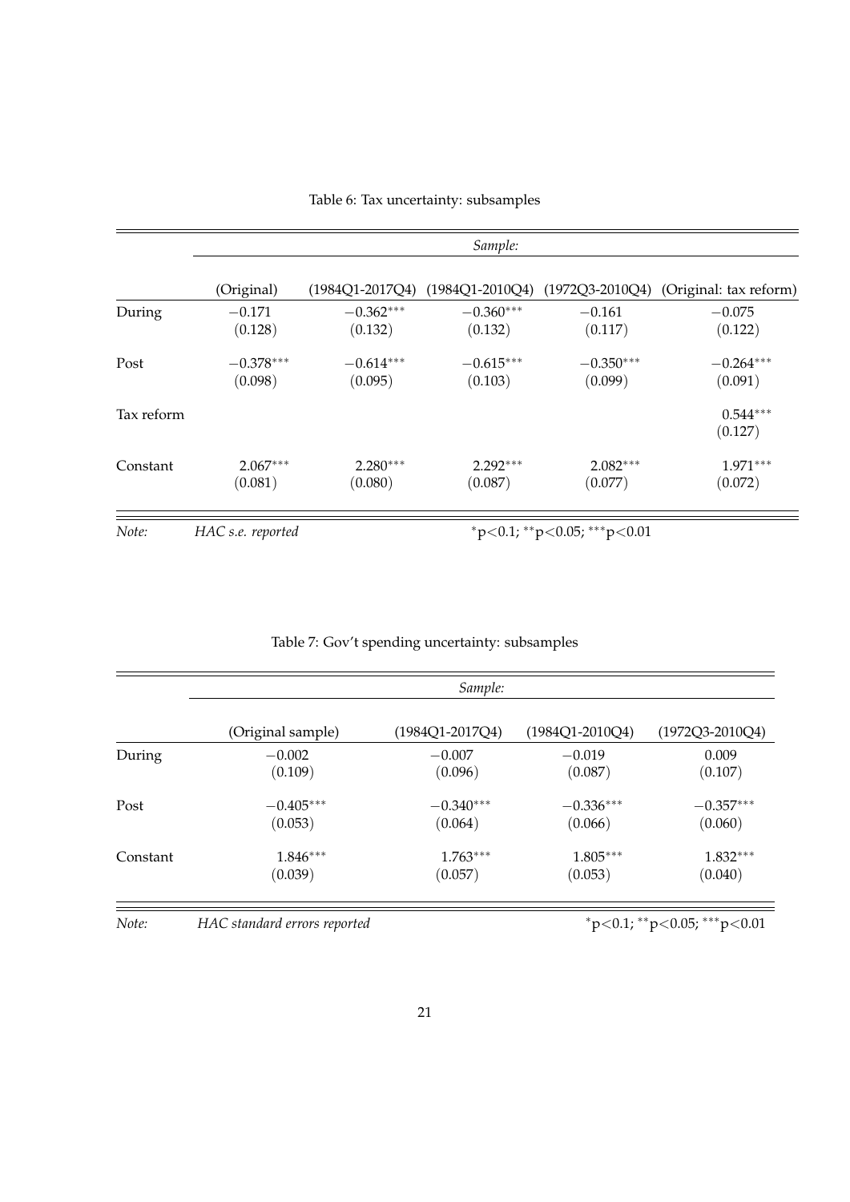Table 6: Tax uncertainty: subsamples

| | *Sample:* | | | | |
|---|---|---|---|---|---|
| | (Original) | (1984Q1-2017Q4) | (1984Q1-2010Q4) | (1972Q3-2010Q4) | (Original: tax reform) |
| During | −0.171 | −0.362*** | −0.360*** | −0.161 | −0.075 |
| | (0.128) | (0.132) | (0.132) | (0.117) | (0.122) |
| Post | −0.378*** | −0.614*** | −0.615*** | −0.350*** | −0.264*** |
| | (0.098) | (0.095) | (0.103) | (0.099) | (0.091) |
| Tax reform | | | | | 0.544*** |
| | | | | | (0.127) |
| Constant | 2.067*** | 2.280*** | 2.292*** | 2.082*** | 1.971*** |
| | (0.081) | (0.080) | (0.087) | (0.077) | (0.072) |

*Note:* *HAC s.e. reported* *p<0.1; **p<0.05; ***p<0.01

Table 7: Gov't spending uncertainty: subsamples

| | *Sample:* | | | |
|---|---|---|---|---|
| | (Original sample) | (1984Q1-2017Q4) | (1984Q1-2010Q4) | (1972Q3-2010Q4) |
| During | −0.002 | −0.007 | −0.019 | 0.009 |
| | (0.109) | (0.096) | (0.087) | (0.107) |
| Post | −0.405*** | −0.340*** | −0.336*** | −0.357*** |
| | (0.053) | (0.064) | (0.066) | (0.060) |
| Constant | 1.846*** | 1.763*** | 1.805*** | 1.832*** |
| | (0.039) | (0.057) | (0.053) | (0.040) |

*Note:* *HAC standard errors reported* *p<0.1; **p<0.05; ***p<0.01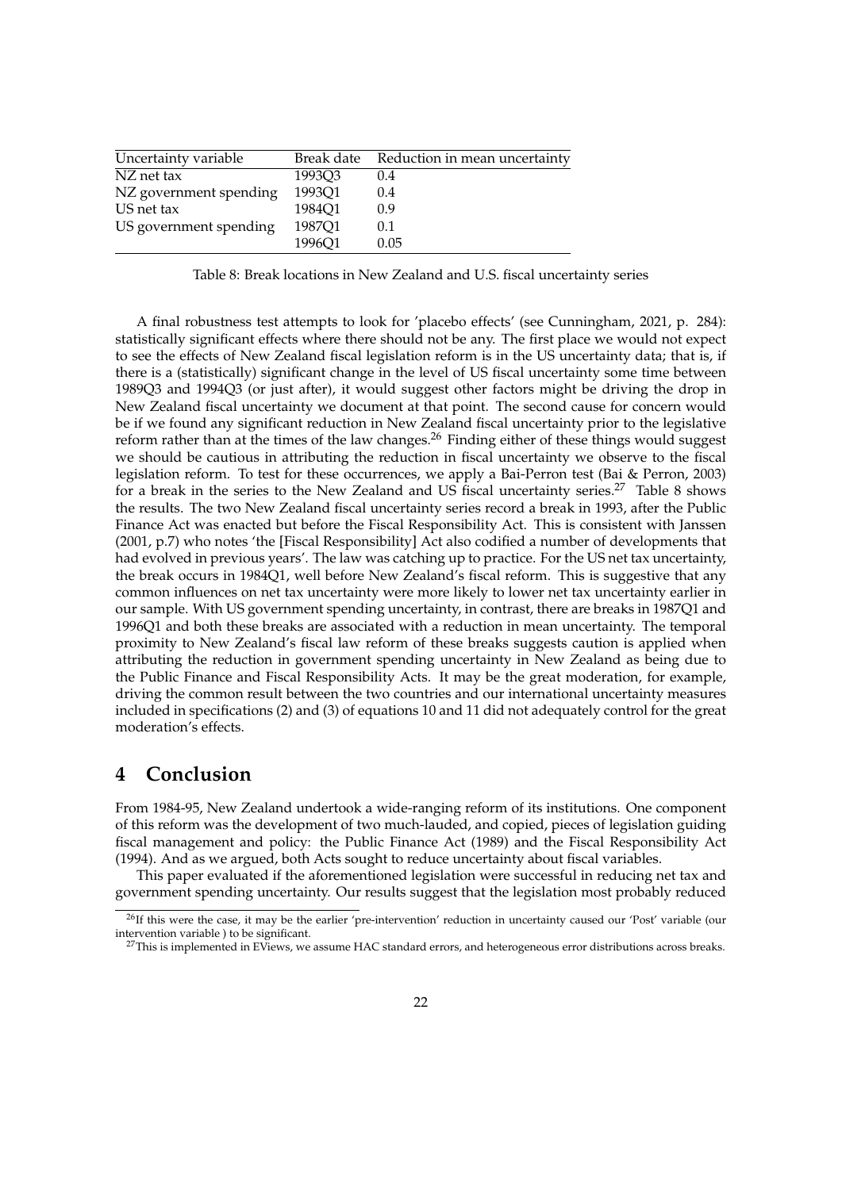| Uncertainty variable | Break date | Reduction in mean uncertainty |
|---|---|---|
| NZ net tax | 1993Q3 | 0.4 |
| NZ government spending | 1993Q1 | 0.4 |
| US net tax | 1984Q1 | 0.9 |
| US government spending | 1987Q1 | 0.1 |
| | 1996Q1 | 0.05 |

Table 8: Break locations in New Zealand and U.S. fiscal uncertainty series

A final robustness test attempts to look for 'placebo effects' (see Cunningham, 2021, p. 284): statistically significant effects where there should not be any. The first place we would not expect to see the effects of New Zealand fiscal legislation reform is in the US uncertainty data; that is, if there is a (statistically) significant change in the level of US fiscal uncertainty some time between 1989Q3 and 1994Q3 (or just after), it would suggest other factors might be driving the drop in New Zealand fiscal uncertainty we document at that point. The second cause for concern would be if we found any significant reduction in New Zealand fiscal uncertainty prior to the legislative reform rather than at the times of the law changes.[26] Finding either of these things would suggest we should be cautious in attributing the reduction in fiscal uncertainty we observe to the fiscal legislation reform. To test for these occurrences, we apply a Bai-Perron test (Bai & Perron, 2003) for a break in the series to the New Zealand and US fiscal uncertainty series.[27] Table 8 shows the results. The two New Zealand fiscal uncertainty series record a break in 1993, after the Public Finance Act was enacted but before the Fiscal Responsibility Act. This is consistent with Janssen (2001, p.7) who notes 'the [Fiscal Responsibility] Act also codified a number of developments that had evolved in previous years'. The law was catching up to practice. For the US net tax uncertainty, the break occurs in 1984Q1, well before New Zealand's fiscal reform. This is suggestive that any common influences on net tax uncertainty were more likely to lower net tax uncertainty earlier in our sample. With US government spending uncertainty, in contrast, there are breaks in 1987Q1 and 1996Q1 and both these breaks are associated with a reduction in mean uncertainty. The temporal proximity to New Zealand's fiscal law reform of these breaks suggests caution is applied when attributing the reduction in government spending uncertainty in New Zealand as being due to the Public Finance and Fiscal Responsibility Acts. It may be the great moderation, for example, driving the common result between the two countries and our international uncertainty measures included in specifications (2) and (3) of equations 10 and 11 did not adequately control for the great moderation's effects.

# 4 Conclusion

From 1984-95, New Zealand undertook a wide-ranging reform of its institutions. One component of this reform was the development of two much-lauded, and copied, pieces of legislation guiding fiscal management and policy: the Public Finance Act (1989) and the Fiscal Responsibility Act (1994). And as we argued, both Acts sought to reduce uncertainty about fiscal variables.

This paper evaluated if the aforementioned legislation were successful in reducing net tax and government spending uncertainty. Our results suggest that the legislation most probably reduced

[26] If this were the case, it may be the earlier 'pre-intervention' reduction in uncertainty caused our 'Post' variable (our intervention variable ) to be significant.

[27] This is implemented in EViews, we assume HAC standard errors, and heterogeneous error distributions across breaks.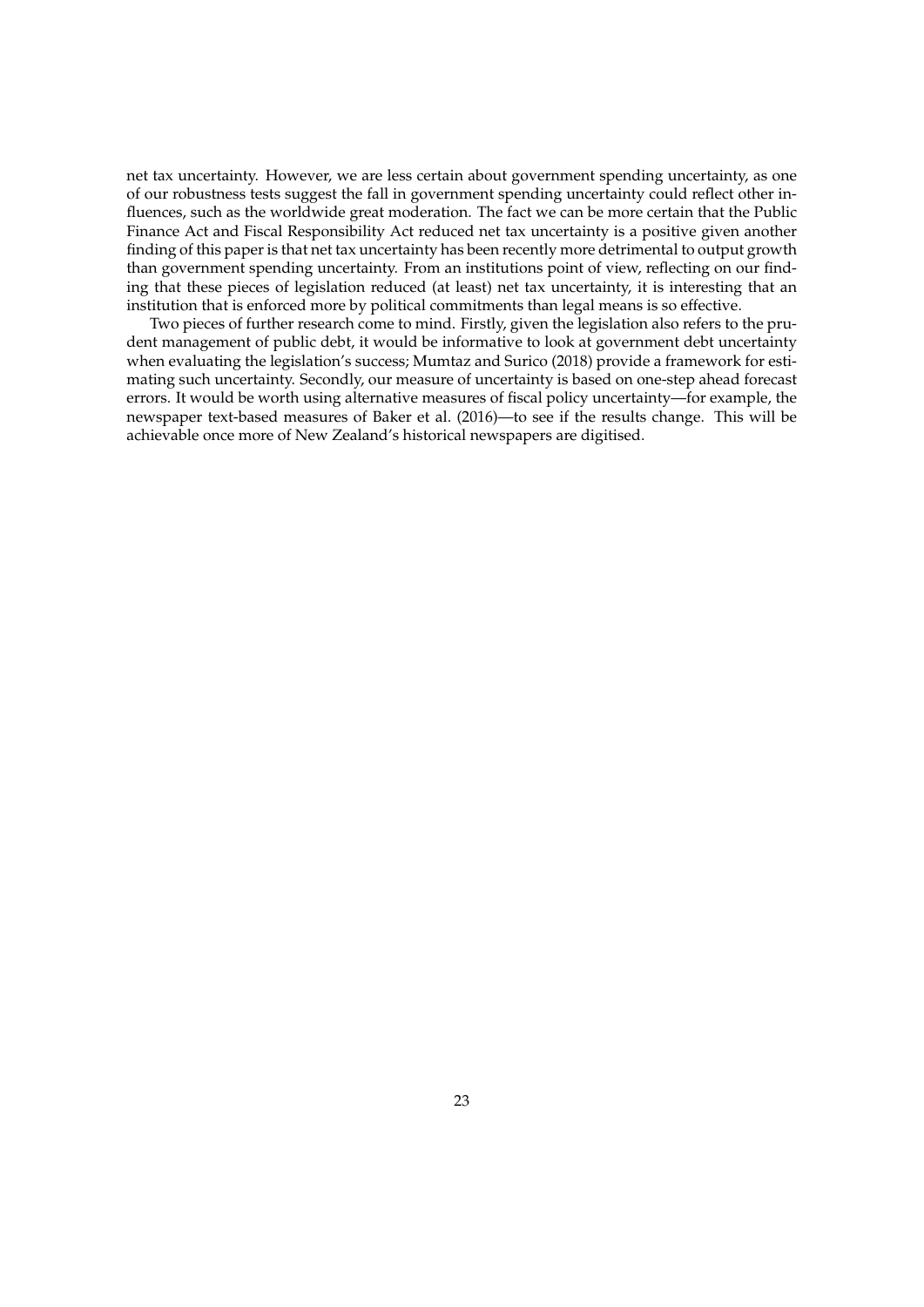net tax uncertainty. However, we are less certain about government spending uncertainty, as one of our robustness tests suggest the fall in government spending uncertainty could reflect other influences, such as the worldwide great moderation. The fact we can be more certain that the Public Finance Act and Fiscal Responsibility Act reduced net tax uncertainty is a positive given another finding of this paper is that net tax uncertainty has been recently more detrimental to output growth than government spending uncertainty. From an institutions point of view, reflecting on our finding that these pieces of legislation reduced (at least) net tax uncertainty, it is interesting that an institution that is enforced more by political commitments than legal means is so effective.

Two pieces of further research come to mind. Firstly, given the legislation also refers to the prudent management of public debt, it would be informative to look at government debt uncertainty when evaluating the legislation's success; Mumtaz and Surico (2018) provide a framework for estimating such uncertainty. Secondly, our measure of uncertainty is based on one-step ahead forecast errors. It would be worth using alternative measures of fiscal policy uncertainty—for example, the newspaper text-based measures of Baker et al. (2016)—to see if the results change. This will be achievable once more of New Zealand's historical newspapers are digitised.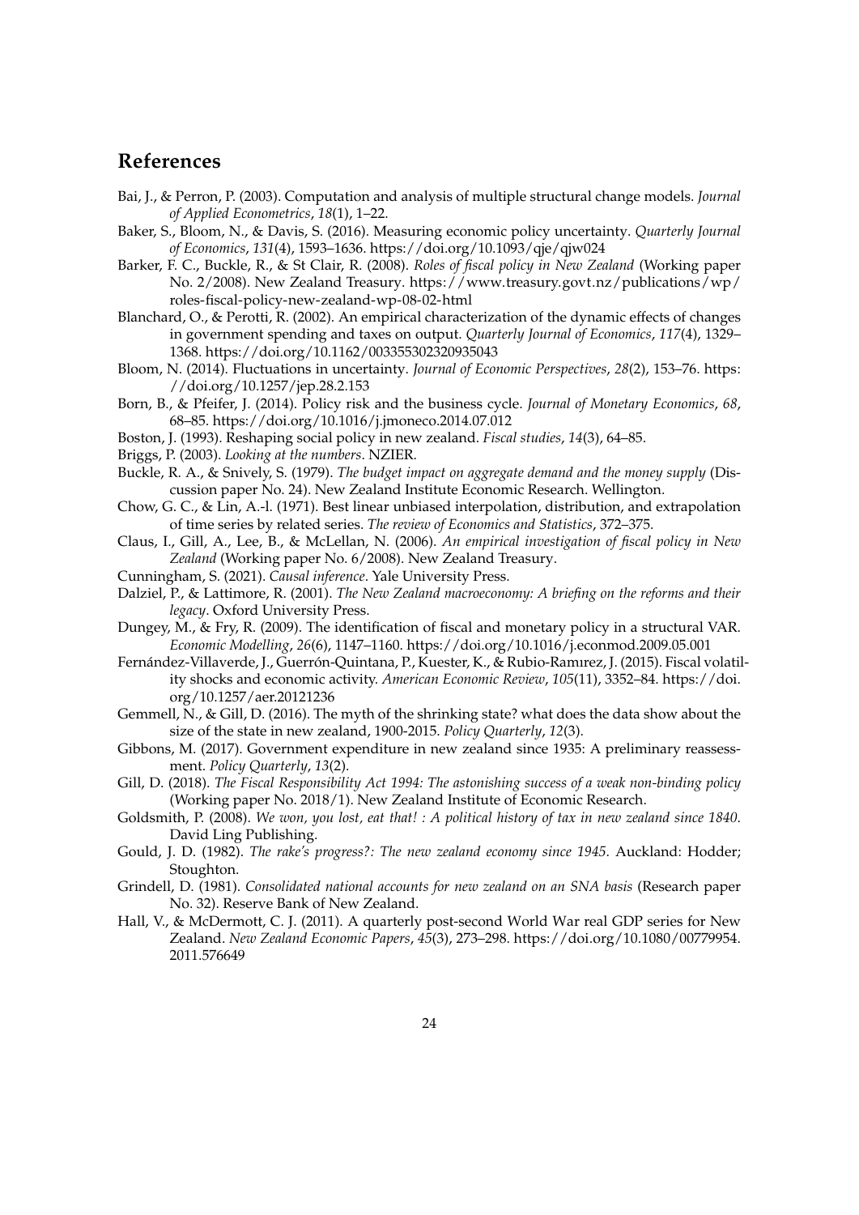## References

Bai, J., & Perron, P. (2003). Computation and analysis of multiple structural change models. *Journal of Applied Econometrics*, *18*(1), 1–22.

Baker, S., Bloom, N., & Davis, S. (2016). Measuring economic policy uncertainty. *Quarterly Journal of Economics*, *131*(4), 1593–1636. https://doi.org/10.1093/qje/qjw024

Barker, F. C., Buckle, R., & St Clair, R. (2008). *Roles of fiscal policy in New Zealand* (Working paper No. 2/2008). New Zealand Treasury. https://www.treasury.govt.nz/publications/wp/roles-fiscal-policy-new-zealand-wp-08-02-html

Blanchard, O., & Perotti, R. (2002). An empirical characterization of the dynamic effects of changes in government spending and taxes on output. *Quarterly Journal of Economics*, *117*(4), 1329–1368. https://doi.org/10.1162/003355302320935043

Bloom, N. (2014). Fluctuations in uncertainty. *Journal of Economic Perspectives*, *28*(2), 153–76. https://doi.org/10.1257/jep.28.2.153

Born, B., & Pfeifer, J. (2014). Policy risk and the business cycle. *Journal of Monetary Economics*, *68*, 68–85. https://doi.org/10.1016/j.jmoneco.2014.07.012

Boston, J. (1993). Reshaping social policy in new zealand. *Fiscal studies*, *14*(3), 64–85.

Briggs, P. (2003). *Looking at the numbers*. NZIER.

Buckle, R. A., & Snively, S. (1979). *The budget impact on aggregate demand and the money supply* (Discussion paper No. 24). New Zealand Institute Economic Research. Wellington.

Chow, G. C., & Lin, A.-l. (1971). Best linear unbiased interpolation, distribution, and extrapolation of time series by related series. *The review of Economics and Statistics*, 372–375.

Claus, I., Gill, A., Lee, B., & McLellan, N. (2006). *An empirical investigation of fiscal policy in New Zealand* (Working paper No. 6/2008). New Zealand Treasury.

Cunningham, S. (2021). *Causal inference*. Yale University Press.

Dalziel, P., & Lattimore, R. (2001). *The New Zealand macroeconomy: A briefing on the reforms and their legacy*. Oxford University Press.

Dungey, M., & Fry, R. (2009). The identification of fiscal and monetary policy in a structural VAR. *Economic Modelling*, *26*(6), 1147–1160. https://doi.org/10.1016/j.econmod.2009.05.001

Fernández-Villaverde, J., Guerrón-Quintana, P., Kuester, K., & Rubio-Ramırez, J. (2015). Fiscal volatility shocks and economic activity. *American Economic Review*, *105*(11), 3352–84. https://doi.org/10.1257/aer.20121236

Gemmell, N., & Gill, D. (2016). The myth of the shrinking state? what does the data show about the size of the state in new zealand, 1900-2015. *Policy Quarterly*, *12*(3).

Gibbons, M. (2017). Government expenditure in new zealand since 1935: A preliminary reassessment. *Policy Quarterly*, *13*(2).

Gill, D. (2018). *The Fiscal Responsibility Act 1994: The astonishing success of a weak non-binding policy* (Working paper No. 2018/1). New Zealand Institute of Economic Research.

Goldsmith, P. (2008). *We won, you lost, eat that! : A political history of tax in new zealand since 1840*. David Ling Publishing.

Gould, J. D. (1982). *The rake's progress?: The new zealand economy since 1945*. Auckland: Hodder; Stoughton.

Grindell, D. (1981). *Consolidated national accounts for new zealand on an SNA basis* (Research paper No. 32). Reserve Bank of New Zealand.

Hall, V., & McDermott, C. J. (2011). A quarterly post-second World War real GDP series for New Zealand. *New Zealand Economic Papers*, *45*(3), 273–298. https://doi.org/10.1080/00779954.2011.576649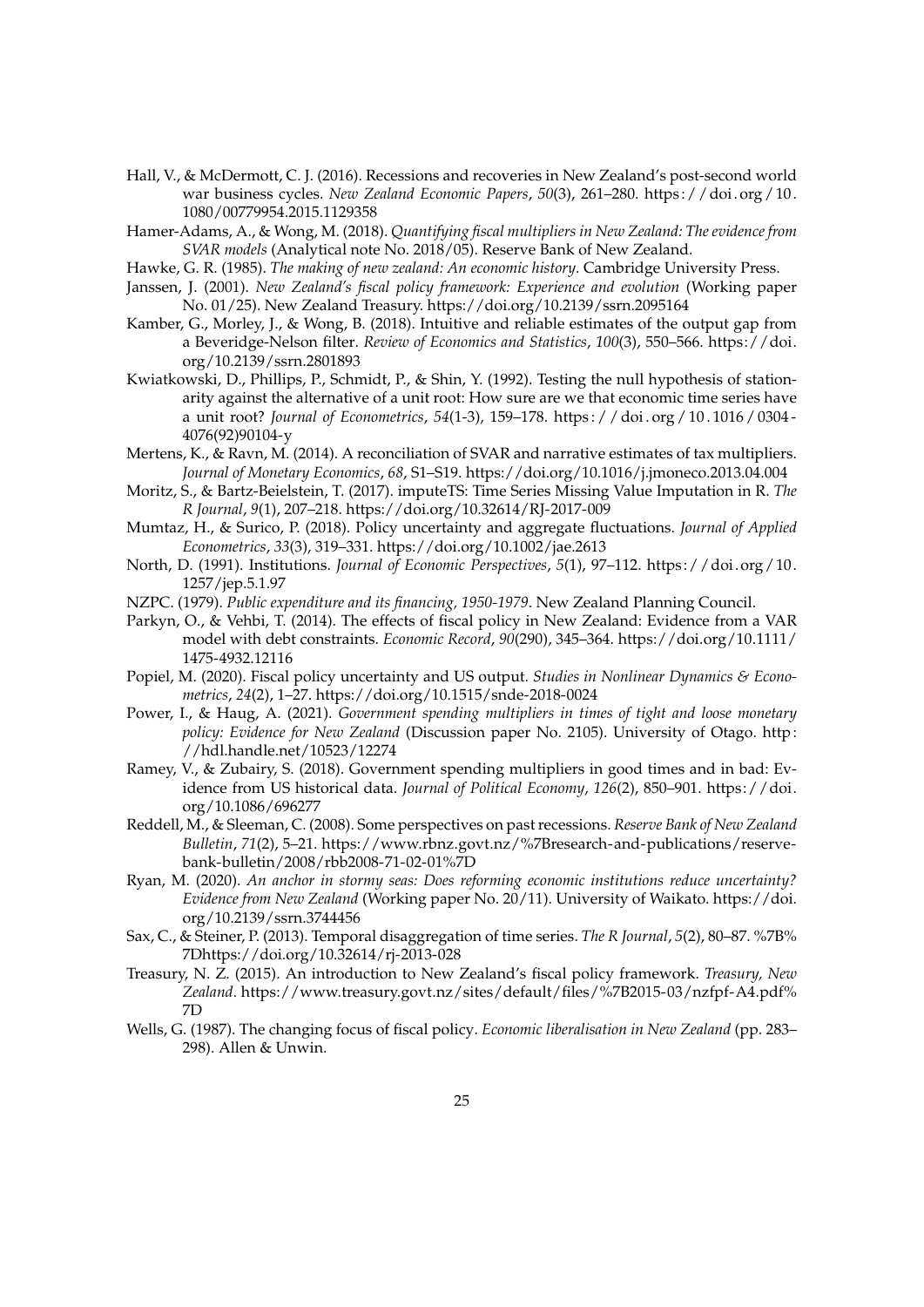Hall, V., & McDermott, C. J. (2016). Recessions and recoveries in New Zealand's post-second world war business cycles. *New Zealand Economic Papers*, *50*(3), 261–280. https://doi.org/10.1080/00779954.2015.1129358

Hamer-Adams, A., & Wong, M. (2018). *Quantifying fiscal multipliers in New Zealand: The evidence from SVAR models* (Analytical note No. 2018/05). Reserve Bank of New Zealand.

Hawke, G. R. (1985). *The making of new zealand: An economic history*. Cambridge University Press.

Janssen, J. (2001). *New Zealand's fiscal policy framework: Experience and evolution* (Working paper No. 01/25). New Zealand Treasury. https://doi.org/10.2139/ssrn.2095164

Kamber, G., Morley, J., & Wong, B. (2018). Intuitive and reliable estimates of the output gap from a Beveridge-Nelson filter. *Review of Economics and Statistics*, *100*(3), 550–566. https://doi.org/10.2139/ssrn.2801893

Kwiatkowski, D., Phillips, P., Schmidt, P., & Shin, Y. (1992). Testing the null hypothesis of stationarity against the alternative of a unit root: How sure are we that economic time series have a unit root? *Journal of Econometrics*, *54*(1-3), 159–178. https://doi.org/10.1016/0304-4076(92)90104-y

Mertens, K., & Ravn, M. (2014). A reconciliation of SVAR and narrative estimates of tax multipliers. *Journal of Monetary Economics*, *68*, S1–S19. https://doi.org/10.1016/j.jmoneco.2013.04.004

Moritz, S., & Bartz-Beielstein, T. (2017). imputeTS: Time Series Missing Value Imputation in R. *The R Journal*, *9*(1), 207–218. https://doi.org/10.32614/RJ-2017-009

Mumtaz, H., & Surico, P. (2018). Policy uncertainty and aggregate fluctuations. *Journal of Applied Econometrics*, *33*(3), 319–331. https://doi.org/10.1002/jae.2613

North, D. (1991). Institutions. *Journal of Economic Perspectives*, *5*(1), 97–112. https://doi.org/10.1257/jep.5.1.97

NZPC. (1979). *Public expenditure and its financing, 1950-1979*. New Zealand Planning Council.

Parkyn, O., & Vehbi, T. (2014). The effects of fiscal policy in New Zealand: Evidence from a VAR model with debt constraints. *Economic Record*, *90*(290), 345–364. https://doi.org/10.1111/1475-4932.12116

Popiel, M. (2020). Fiscal policy uncertainty and US output. *Studies in Nonlinear Dynamics & Econometrics*, *24*(2), 1–27. https://doi.org/10.1515/snde-2018-0024

Power, I., & Haug, A. (2021). *Government spending multipliers in times of tight and loose monetary policy: Evidence for New Zealand* (Discussion paper No. 2105). University of Otago. http://hdl.handle.net/10523/12274

Ramey, V., & Zubairy, S. (2018). Government spending multipliers in good times and in bad: Evidence from US historical data. *Journal of Political Economy*, *126*(2), 850–901. https://doi.org/10.1086/696277

Reddell, M., & Sleeman, C. (2008). Some perspectives on past recessions. *Reserve Bank of New Zealand Bulletin*, *71*(2), 5–21. https://www.rbnz.govt.nz/%7Bresearch-and-publications/reserve-bank-bulletin/2008/rbb2008-71-02-01%7D

Ryan, M. (2020). *An anchor in stormy seas: Does reforming economic institutions reduce uncertainty? Evidence from New Zealand* (Working paper No. 20/11). University of Waikato. https://doi.org/10.2139/ssrn.3744456

Sax, C., & Steiner, P. (2013). Temporal disaggregation of time series. *The R Journal*, *5*(2), 80–87. %7B%7Dhttps://doi.org/10.32614/rj-2013-028

Treasury, N. Z. (2015). An introduction to New Zealand's fiscal policy framework. *Treasury, New Zealand*. https://www.treasury.govt.nz/sites/default/files/%7B2015-03/nzfpf-A4.pdf%7D

Wells, G. (1987). The changing focus of fiscal policy. *Economic liberalisation in New Zealand* (pp. 283–298). Allen & Unwin.